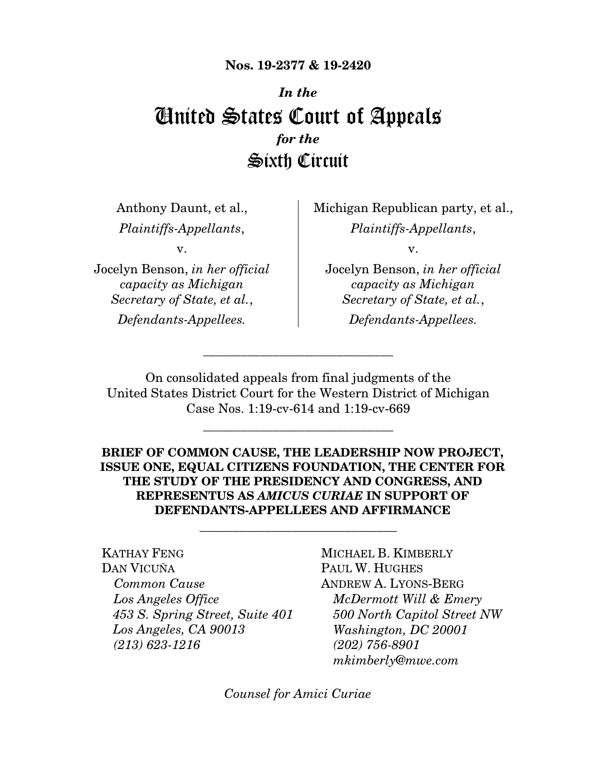**Nos. 19-2377 & 19-2420**

*In the*

# United States Court of Appeals

*for the*

# Sixth Circuit

Anthony Daunt, et al.,

*Plaintiffs-Appellants*,

v.

Jocelyn Benson, *in her official capacity as Michigan Secretary of State, et al.*,

*Defendants-Appellees.*

Michigan Republican party, et al.,

*Plaintiffs-Appellants*,

v.

Jocelyn Benson, *in her official capacity as Michigan Secretary of State, et al.*,

*Defendants-Appellees.*

---

On consolidated appeals from final judgments of the United States District Court for the Western District of Michigan Case Nos. 1:19-cv-614 and 1:19-cv-669

---

**BRIEF OF COMMON CAUSE, THE LEADERSHIP NOW PROJECT, ISSUE ONE, EQUAL CITIZENS FOUNDATION, THE CENTER FOR THE STUDY OF THE PRESIDENCY AND CONGRESS, AND REPRESENTUS AS *AMICUS CURIAE* IN SUPPORT OF DEFENDANTS-APPELLEES AND AFFIRMANCE**

---

KATHAY FENG
DAN VICUÑA
*Common Cause*
*Los Angeles Office*
*453 S. Spring Street, Suite 401*
*Los Angeles, CA 90013*
*(213) 623-1216*

MICHAEL B. KIMBERLY
PAUL W. HUGHES
ANDREW A. LYONS-BERG
*McDermott Will & Emery*
*500 North Capitol Street NW*
*Washington, DC 20001*
*(202) 756-8901*
*mkimberly@mwe.com*

*Counsel for Amici Curiae*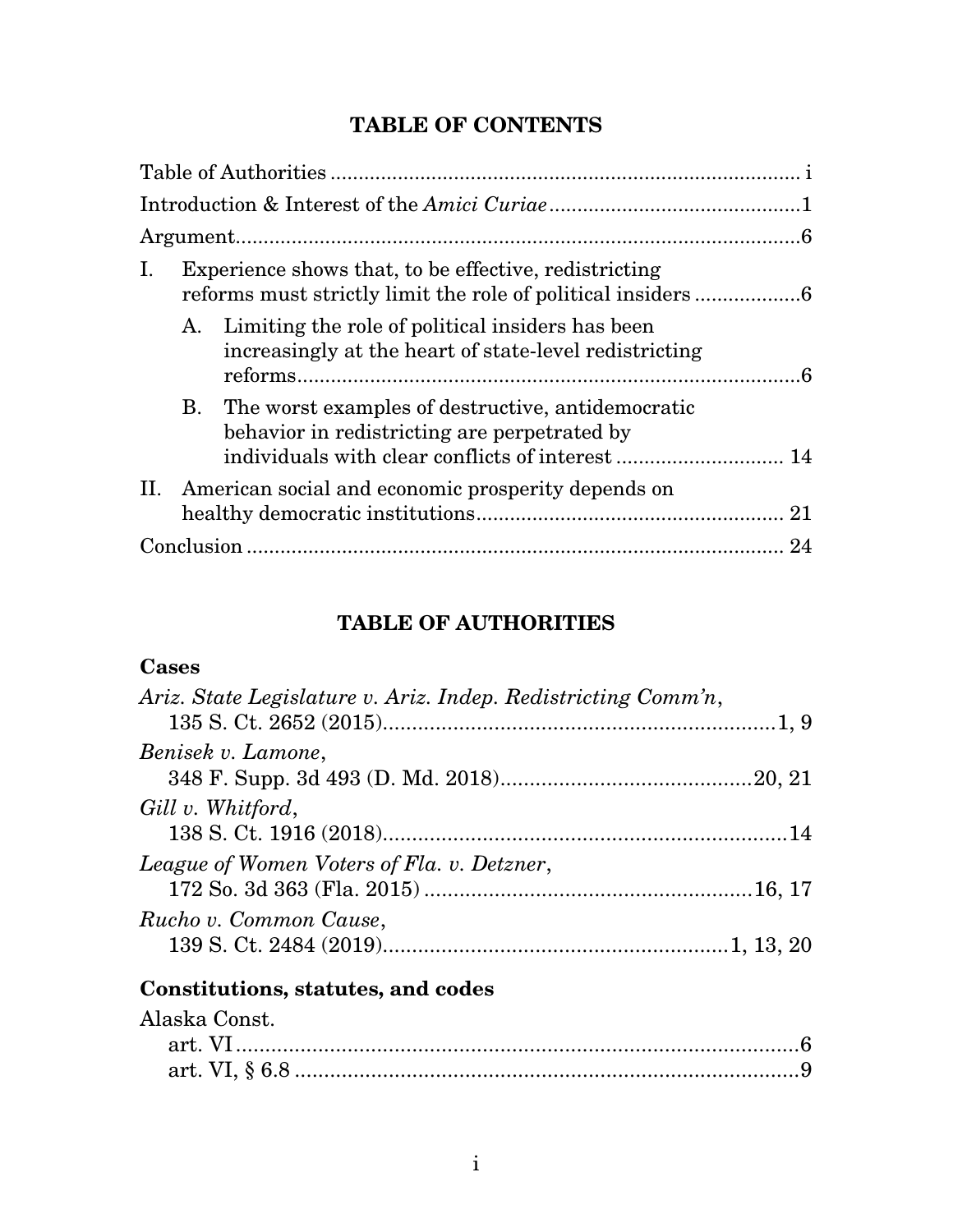## TABLE OF CONTENTS

Table of Authorities ........................................................................... i

Introduction & Interest of the *Amici Curiae* ............................................1

Argument......................................................................................................6

I. Experience shows that, to be effective, redistricting reforms must strictly limit the role of political insiders ..................6

   A. Limiting the role of political insiders has been increasingly at the heart of state-level redistricting reforms..........................................................................................6

   B. The worst examples of destructive, antidemocratic behavior in redistricting are perpetrated by individuals with clear conflicts of interest ............................. 14

II. American social and economic prosperity depends on healthy democratic institutions...................................................... 21

Conclusion ............................................................................................... 24

## TABLE OF AUTHORITIES

### Cases

*Ariz. State Legislature v. Ariz. Indep. Redistricting Comm'n*,
  135 S. Ct. 2652 (2015)...................................................................1, 9

*Benisek v. Lamone*,
  348 F. Supp. 3d 493 (D. Md. 2018)...........................................20, 21

*Gill v. Whitford*,
  138 S. Ct. 1916 (2018).......................................................................14

*League of Women Voters of Fla. v. Detzner*,
  172 So. 3d 363 (Fla. 2015) ........................................................16, 17

*Rucho v. Common Cause*,
  139 S. Ct. 2484 (2019)...........................................................1, 13, 20

### Constitutions, statutes, and codes

Alaska Const.
  art. VI ..................................................................................................6
  art. VI, § 6.8 .......................................................................................9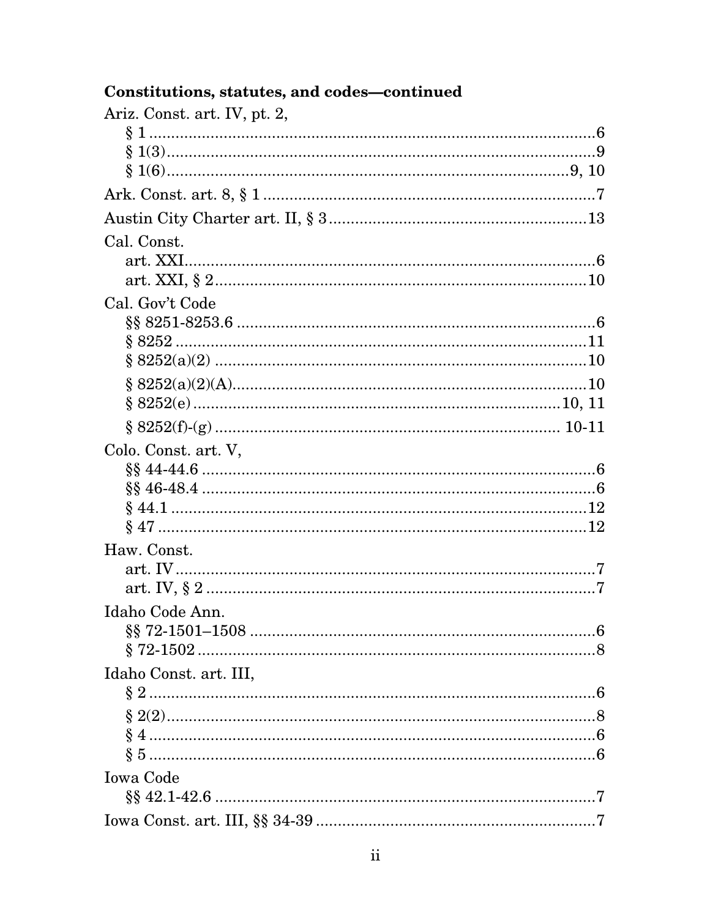**Constitutions, statutes, and codes—continued**

Ariz. Const. art. IV, pt. 2,
 § 1 .......... 6
 § 1(3) .......... 9
 § 1(6) .......... 9, 10

Ark. Const. art. 8, § 1 .......... 7

Austin City Charter art. II, § 3 .......... 13

Cal. Const.
 art. XXI .......... 6
 art. XXI, § 2 .......... 10

Cal. Gov't Code
 §§ 8251-8253.6 .......... 6
 § 8252 .......... 11
 § 8252(a)(2) .......... 10
 § 8252(a)(2)(A) .......... 10
 § 8252(e) .......... 10, 11
 § 8252(f)-(g) .......... 10-11

Colo. Const. art. V,
 §§ 44-44.6 .......... 6
 §§ 46-48.4 .......... 6
 § 44.1 .......... 12
 § 47 .......... 12

Haw. Const.
 art. IV .......... 7
 art. IV, § 2 .......... 7

Idaho Code Ann.
 §§ 72-1501–1508 .......... 6
 § 72-1502 .......... 8

Idaho Const. art. III,
 § 2 .......... 6
 § 2(2) .......... 8
 § 4 .......... 6
 § 5 .......... 6

Iowa Code
 §§ 42.1-42.6 .......... 7

Iowa Const. art. III, §§ 34-39 .......... 7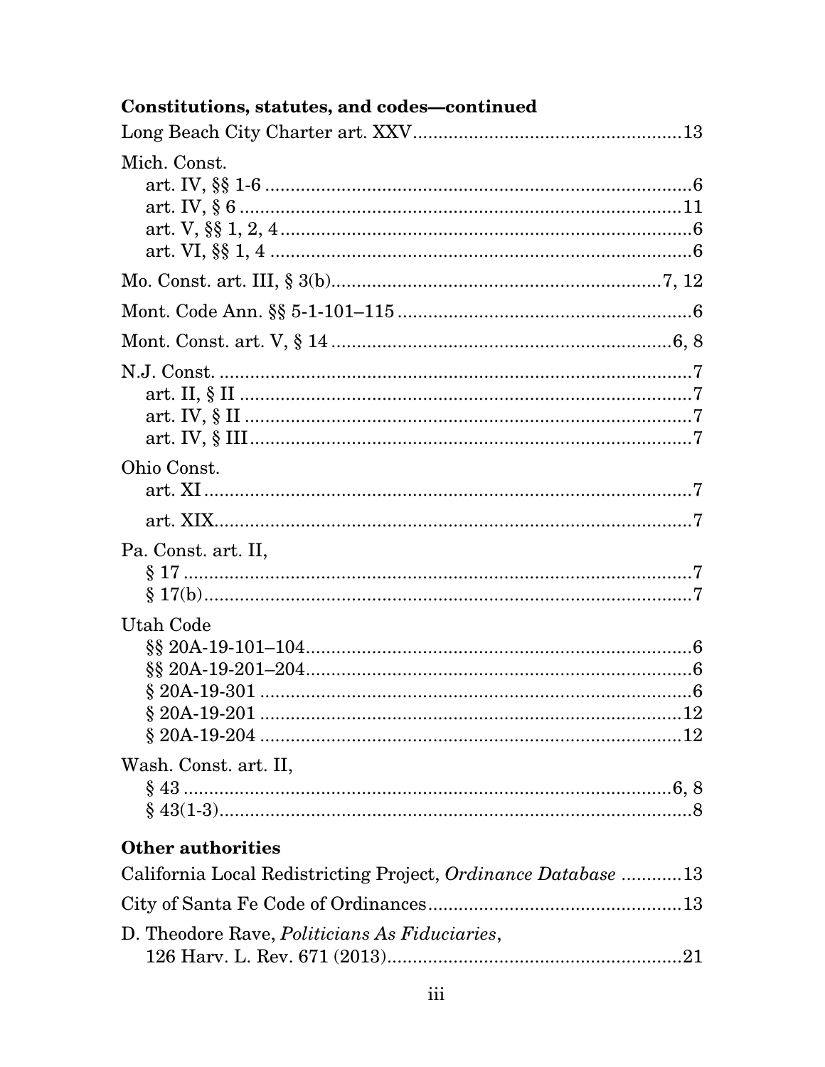**Constitutions, statutes, and codes—continued**

Long Beach City Charter art. XXV ....................................................13

Mich. Const.
- art. IV, §§ 1-6 ....................................................................................6
- art. IV, § 6 .......................................................................................11
- art. V, §§ 1, 2, 4 ................................................................................6
- art. VI, §§ 1, 4 ..................................................................................6

Mo. Const. art. III, § 3(b)..................................................................7, 12

Mont. Code Ann. §§ 5-1-101–115 ..........................................................6

Mont. Const. art. V, § 14 ...................................................................6, 8

N.J. Const. ..............................................................................................7
- art. II, § II .........................................................................................7
- art. IV, § II ........................................................................................7
- art. IV, § III .......................................................................................7

Ohio Const.
- art. XI .................................................................................................7
- art. XIX...............................................................................................7

Pa. Const. art. II,
- § 17 .....................................................................................................7
- § 17(b).................................................................................................7

Utah Code
- §§ 20A-19-101–104.............................................................................6
- §§ 20A-19-201–204.............................................................................6
- § 20A-19-301 ......................................................................................6
- § 20A-19-201 ....................................................................................12
- § 20A-19-204 ....................................................................................12

Wash. Const. art. II,
- § 43 ...................................................................................................6, 8
- § 43(1-3)..............................................................................................8

**Other authorities**

California Local Redistricting Project, *Ordinance Database* ............13

City of Santa Fe Code of Ordinances.................................................13

D. Theodore Rave, *Politicians As Fiduciaries*,
126 Harv. L. Rev. 671 (2013)..........................................................21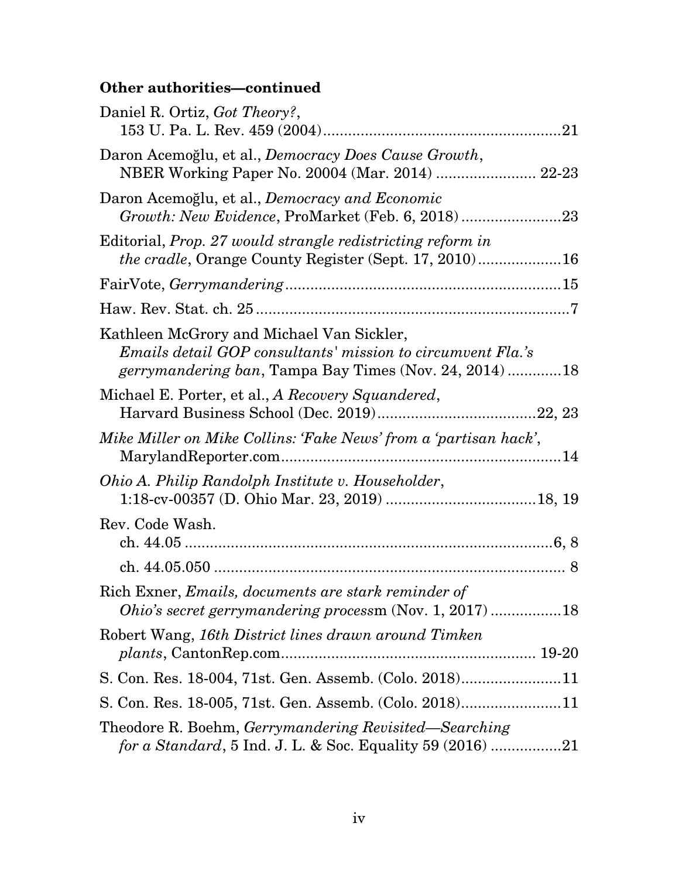**Other authorities—continued**

Daniel R. Ortiz, *Got Theory?*, 153 U. Pa. L. Rev. 459 (2004)........................................................21

Daron Acemoğlu, et al., *Democracy Does Cause Growth*, NBER Working Paper No. 20004 (Mar. 2014) ........................ 22-23

Daron Acemoğlu, et al., *Democracy and Economic Growth: New Evidence*, ProMarket (Feb. 6, 2018)........................23

Editorial, *Prop. 27 would strangle redistricting reform in the cradle*, Orange County Register (Sept. 17, 2010)....................16

FairVote, *Gerrymandering*.................................................................15

Haw. Rev. Stat. ch. 25..........................................................................7

Kathleen McGrory and Michael Van Sickler, *Emails detail GOP consultants' mission to circumvent Fla.'s gerrymandering ban*, Tampa Bay Times (Nov. 24, 2014).............18

Michael E. Porter, et al., *A Recovery Squandered*, Harvard Business School (Dec. 2019)......................................22, 23

*Mike Miller on Mike Collins: 'Fake News' from a 'partisan hack'*, MarylandReporter.com...................................................................14

*Ohio A. Philip Randolph Institute v. Householder*, 1:18-cv-00357 (D. Ohio Mar. 23, 2019) ...................................18, 19

Rev. Code Wash.
- ch. 44.05.........................................................................................6, 8
- ch. 44.05.050 .................................................................................... 8

Rich Exner, *Emails, documents are stark reminder of Ohio's secret gerrymandering process*m (Nov. 1, 2017).................18

Robert Wang, *16th District lines drawn around Timken plants*, CantonRep.com............................................................ 19-20

S. Con. Res. 18-004, 71st. Gen. Assemb. (Colo. 2018)........................11

S. Con. Res. 18-005, 71st. Gen. Assemb. (Colo. 2018)........................11

Theodore R. Boehm, *Gerrymandering Revisited—Searching for a Standard*, 5 Ind. J. L. & Soc. Equality 59 (2016) .................21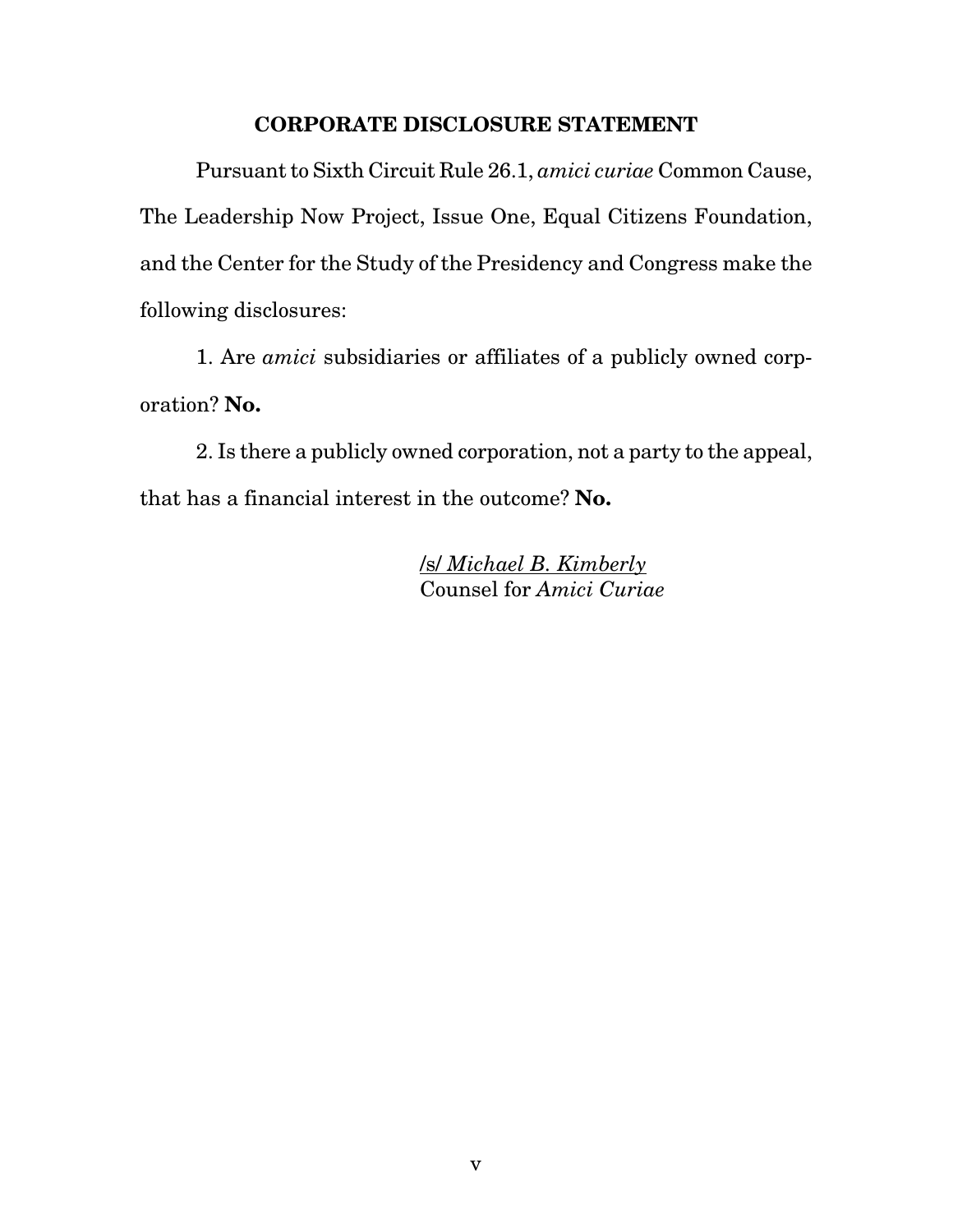## CORPORATE DISCLOSURE STATEMENT

Pursuant to Sixth Circuit Rule 26.1, *amici curiae* Common Cause, The Leadership Now Project, Issue One, Equal Citizens Foundation, and the Center for the Study of the Presidency and Congress make the following disclosures:

1. Are *amici* subsidiaries or affiliates of a publicly owned corporation? **No.**

2. Is there a publicly owned corporation, not a party to the appeal, that has a financial interest in the outcome? **No.**

/s/ *Michael B. Kimberly*
Counsel for *Amici Curiae*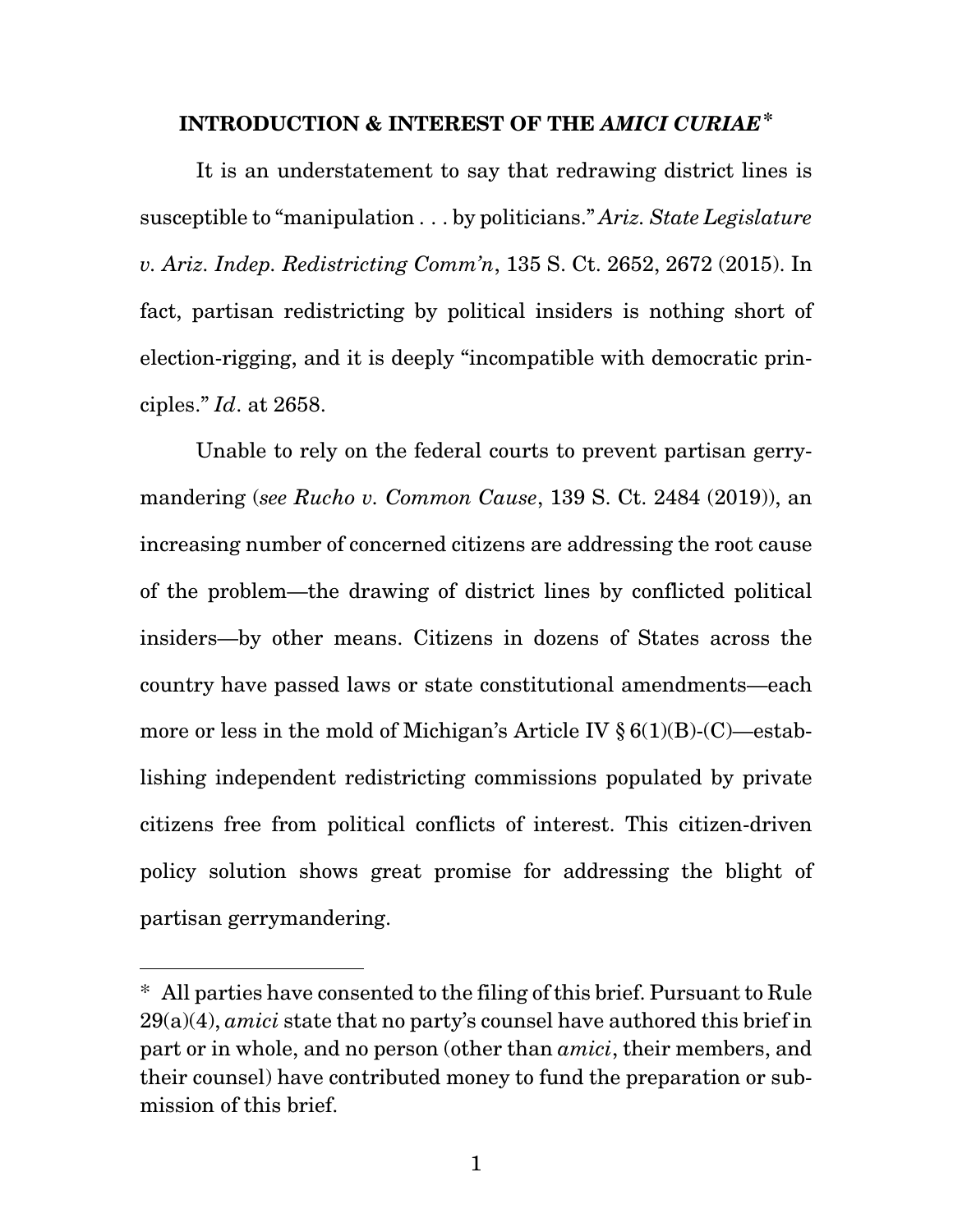## INTRODUCTION & INTEREST OF THE *AMICI CURIAE*[*]

It is an understatement to say that redrawing district lines is susceptible to "manipulation . . . by politicians." *Ariz. State Legislature v. Ariz. Indep. Redistricting Comm'n*, 135 S. Ct. 2652, 2672 (2015). In fact, partisan redistricting by political insiders is nothing short of election-rigging, and it is deeply "incompatible with democratic principles." *Id*. at 2658.

Unable to rely on the federal courts to prevent partisan gerrymandering (*see Rucho v. Common Cause*, 139 S. Ct. 2484 (2019)), an increasing number of concerned citizens are addressing the root cause of the problem—the drawing of district lines by conflicted political insiders—by other means. Citizens in dozens of States across the country have passed laws or state constitutional amendments—each more or less in the mold of Michigan's Article IV § 6(1)(B)-(C)—establishing independent redistricting commissions populated by private citizens free from political conflicts of interest. This citizen-driven policy solution shows great promise for addressing the blight of partisan gerrymandering.

---

[*] All parties have consented to the filing of this brief. Pursuant to Rule 29(a)(4), *amici* state that no party's counsel have authored this brief in part or in whole, and no person (other than *amici*, their members, and their counsel) have contributed money to fund the preparation or submission of this brief.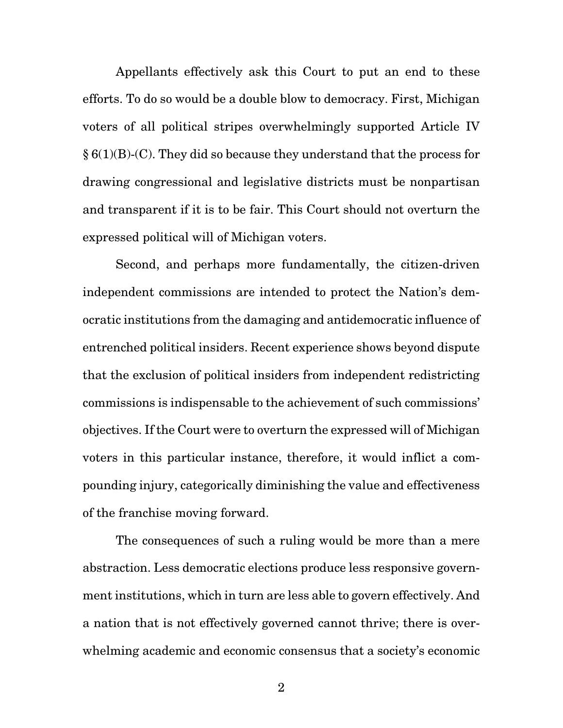Appellants effectively ask this Court to put an end to these efforts. To do so would be a double blow to democracy. First, Michigan voters of all political stripes overwhelmingly supported Article IV § 6(1)(B)-(C). They did so because they understand that the process for drawing congressional and legislative districts must be nonpartisan and transparent if it is to be fair. This Court should not overturn the expressed political will of Michigan voters.

Second, and perhaps more fundamentally, the citizen-driven independent commissions are intended to protect the Nation's democratic institutions from the damaging and antidemocratic influence of entrenched political insiders. Recent experience shows beyond dispute that the exclusion of political insiders from independent redistricting commissions is indispensable to the achievement of such commissions' objectives. If the Court were to overturn the expressed will of Michigan voters in this particular instance, therefore, it would inflict a compounding injury, categorically diminishing the value and effectiveness of the franchise moving forward.

The consequences of such a ruling would be more than a mere abstraction. Less democratic elections produce less responsive government institutions, which in turn are less able to govern effectively. And a nation that is not effectively governed cannot thrive; there is overwhelming academic and economic consensus that a society's economic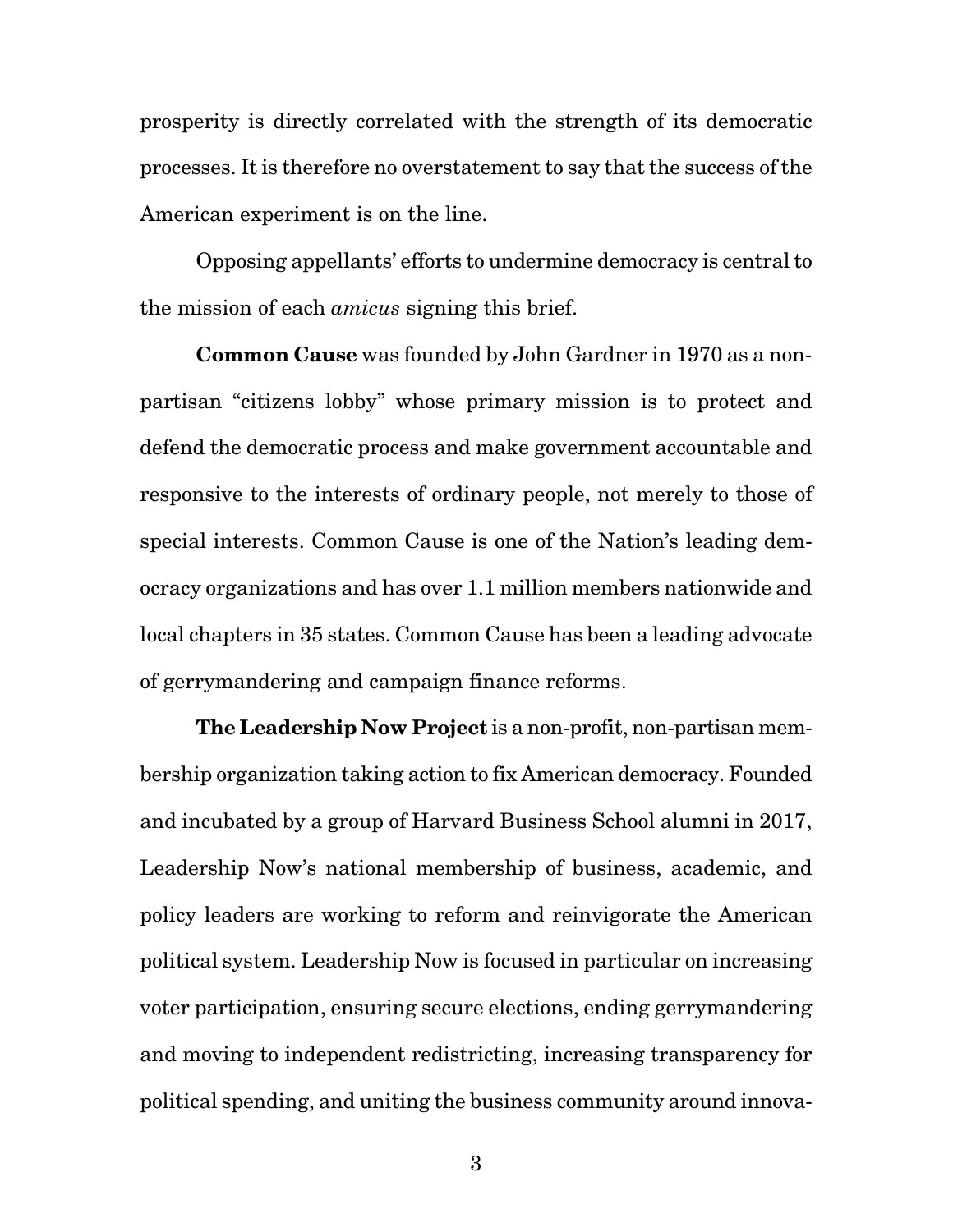prosperity is directly correlated with the strength of its democratic processes. It is therefore no overstatement to say that the success of the American experiment is on the line.

Opposing appellants' efforts to undermine democracy is central to the mission of each *amicus* signing this brief.

**Common Cause** was founded by John Gardner in 1970 as a non-partisan "citizens lobby" whose primary mission is to protect and defend the democratic process and make government accountable and responsive to the interests of ordinary people, not merely to those of special interests. Common Cause is one of the Nation's leading democracy organizations and has over 1.1 million members nationwide and local chapters in 35 states. Common Cause has been a leading advocate of gerrymandering and campaign finance reforms.

**The Leadership Now Project** is a non-profit, non-partisan membership organization taking action to fix American democracy. Founded and incubated by a group of Harvard Business School alumni in 2017, Leadership Now's national membership of business, academic, and policy leaders are working to reform and reinvigorate the American political system. Leadership Now is focused in particular on increasing voter participation, ensuring secure elections, ending gerrymandering and moving to independent redistricting, increasing transparency for political spending, and uniting the business community around innova-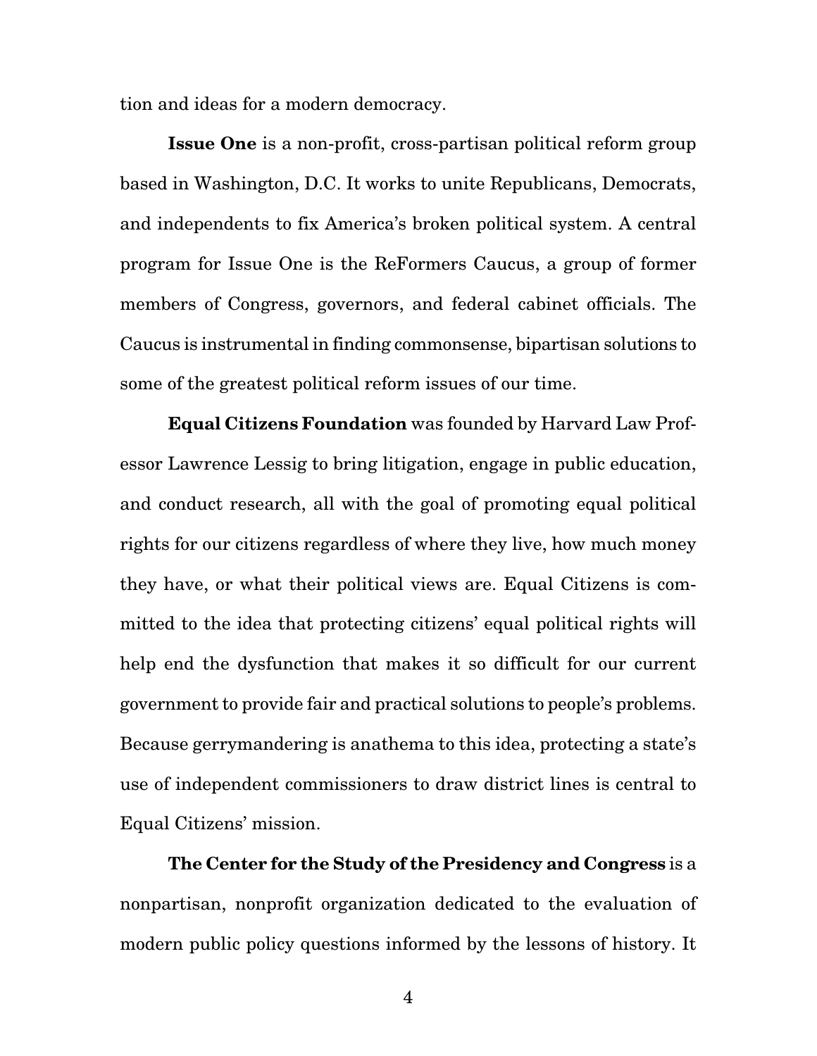tion and ideas for a modern democracy.

**Issue One** is a non-profit, cross-partisan political reform group based in Washington, D.C. It works to unite Republicans, Democrats, and independents to fix America's broken political system. A central program for Issue One is the ReFormers Caucus, a group of former members of Congress, governors, and federal cabinet officials. The Caucus is instrumental in finding commonsense, bipartisan solutions to some of the greatest political reform issues of our time.

**Equal Citizens Foundation** was founded by Harvard Law Professor Lawrence Lessig to bring litigation, engage in public education, and conduct research, all with the goal of promoting equal political rights for our citizens regardless of where they live, how much money they have, or what their political views are. Equal Citizens is committed to the idea that protecting citizens' equal political rights will help end the dysfunction that makes it so difficult for our current government to provide fair and practical solutions to people's problems. Because gerrymandering is anathema to this idea, protecting a state's use of independent commissioners to draw district lines is central to Equal Citizens' mission.

**The Center for the Study of the Presidency and Congress** is a nonpartisan, nonprofit organization dedicated to the evaluation of modern public policy questions informed by the lessons of history. It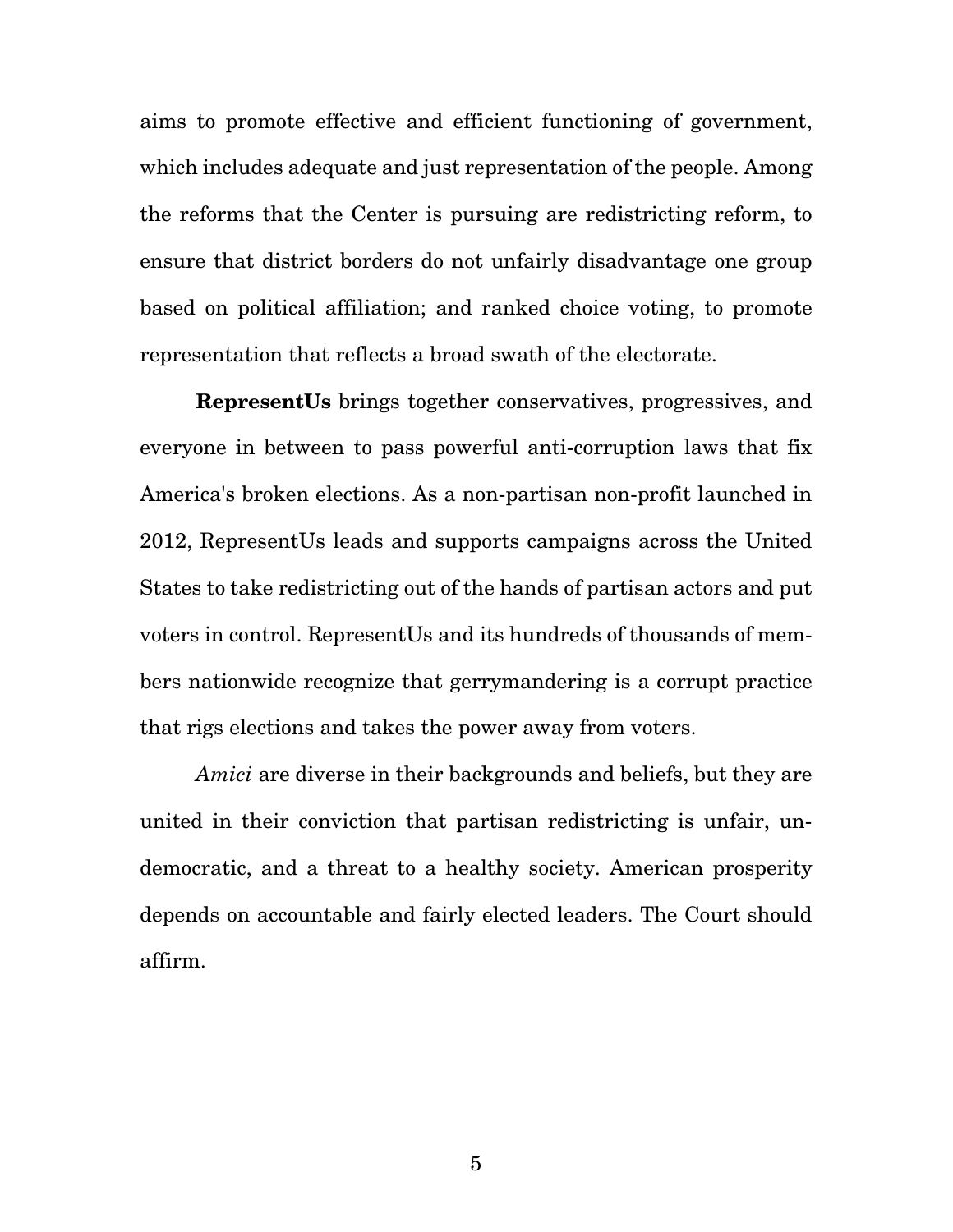aims to promote effective and efficient functioning of government, which includes adequate and just representation of the people. Among the reforms that the Center is pursuing are redistricting reform, to ensure that district borders do not unfairly disadvantage one group based on political affiliation; and ranked choice voting, to promote representation that reflects a broad swath of the electorate.

**RepresentUs** brings together conservatives, progressives, and everyone in between to pass powerful anti-corruption laws that fix America's broken elections. As a non-partisan non-profit launched in 2012, RepresentUs leads and supports campaigns across the United States to take redistricting out of the hands of partisan actors and put voters in control. RepresentUs and its hundreds of thousands of members nationwide recognize that gerrymandering is a corrupt practice that rigs elections and takes the power away from voters.

*Amici* are diverse in their backgrounds and beliefs, but they are united in their conviction that partisan redistricting is unfair, undemocratic, and a threat to a healthy society. American prosperity depends on accountable and fairly elected leaders. The Court should affirm.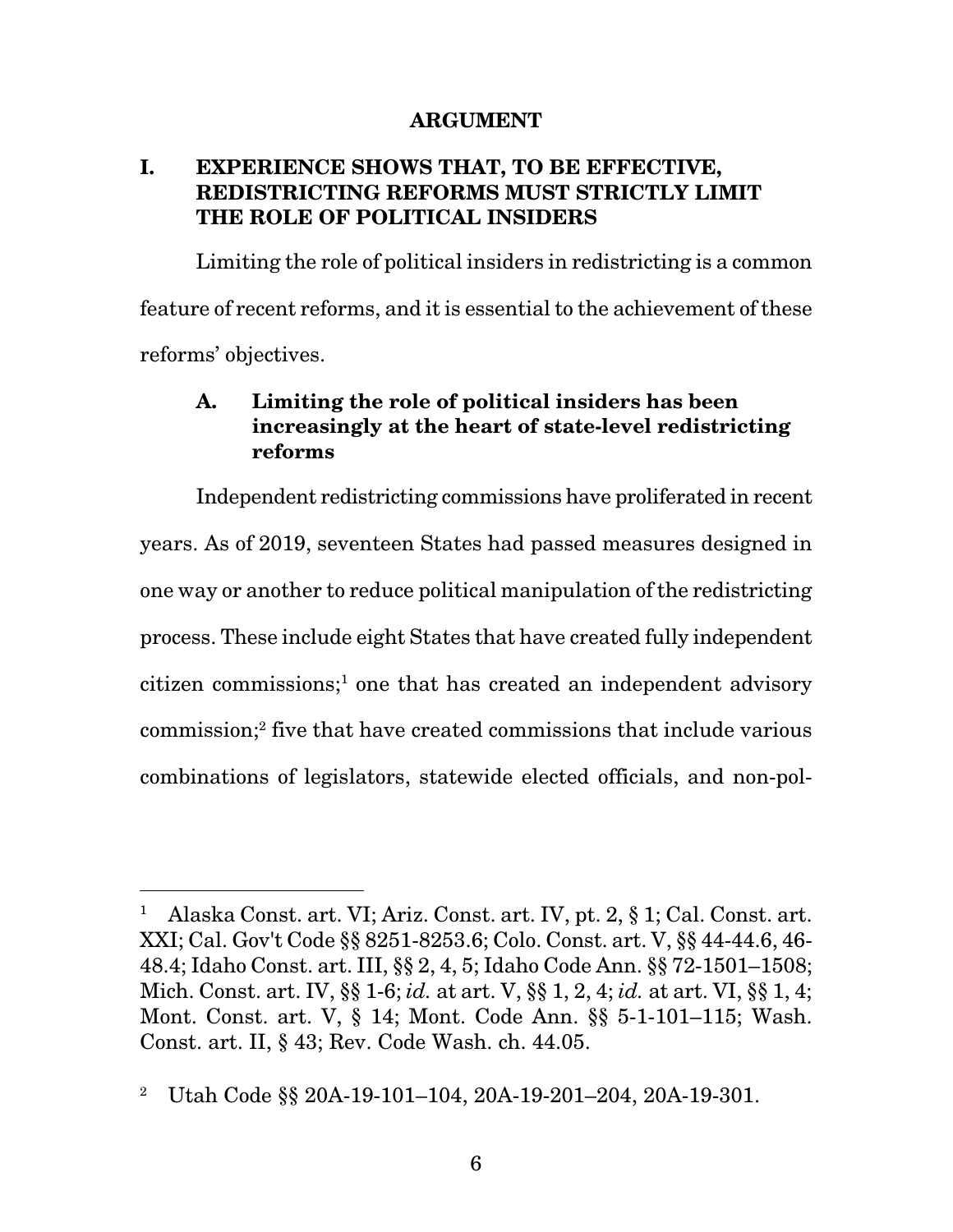## ARGUMENT

### I. EXPERIENCE SHOWS THAT, TO BE EFFECTIVE, REDISTRICTING REFORMS MUST STRICTLY LIMIT THE ROLE OF POLITICAL INSIDERS

Limiting the role of political insiders in redistricting is a common feature of recent reforms, and it is essential to the achievement of these reforms' objectives.

#### A. Limiting the role of political insiders has been increasingly at the heart of state-level redistricting reforms

Independent redistricting commissions have proliferated in recent years. As of 2019, seventeen States had passed measures designed in one way or another to reduce political manipulation of the redistricting process. These include eight States that have created fully independent citizen commissions;[1] one that has created an independent advisory commission;[2] five that have created commissions that include various combinations of legislators, statewide elected officials, and non-pol-

---

[1] Alaska Const. art. VI; Ariz. Const. art. IV, pt. 2, § 1; Cal. Const. art. XXI; Cal. Gov't Code §§ 8251-8253.6; Colo. Const. art. V, §§ 44-44.6, 46-48.4; Idaho Const. art. III, §§ 2, 4, 5; Idaho Code Ann. §§ 72-1501–1508; Mich. Const. art. IV, §§ 1-6; *id.* at art. V, §§ 1, 2, 4; *id.* at art. VI, §§ 1, 4; Mont. Const. art. V, § 14; Mont. Code Ann. §§ 5-1-101–115; Wash. Const. art. II, § 43; Rev. Code Wash. ch. 44.05.

[2] Utah Code §§ 20A-19-101–104, 20A-19-201–204, 20A-19-301.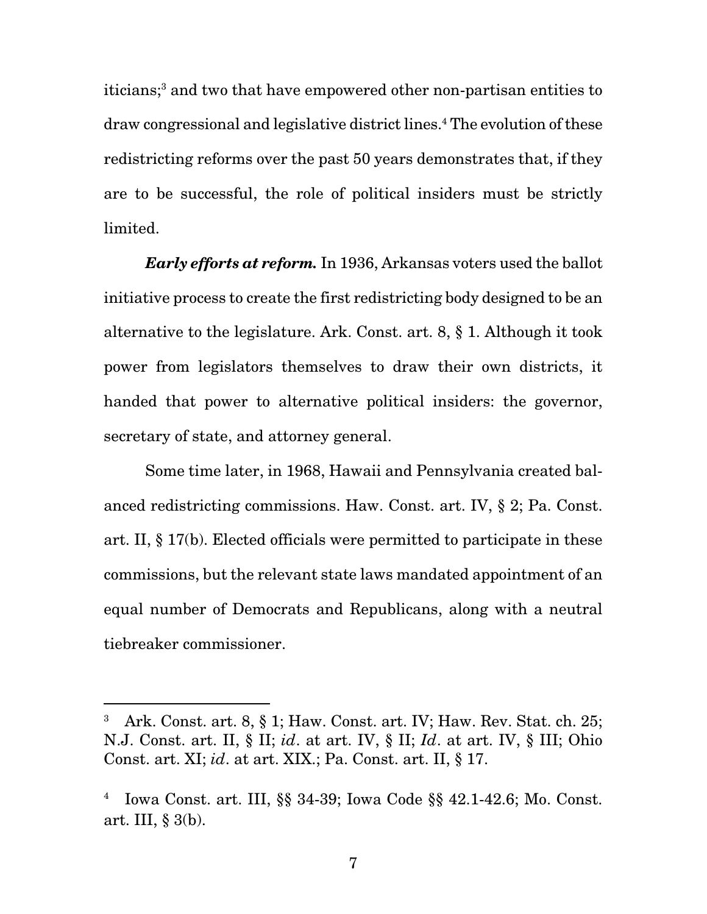iticians;[3] and two that have empowered other non-partisan entities to draw congressional and legislative district lines.[4] The evolution of these redistricting reforms over the past 50 years demonstrates that, if they are to be successful, the role of political insiders must be strictly limited.

***Early efforts at reform.*** In 1936, Arkansas voters used the ballot initiative process to create the first redistricting body designed to be an alternative to the legislature. Ark. Const. art. 8, § 1. Although it took power from legislators themselves to draw their own districts, it handed that power to alternative political insiders: the governor, secretary of state, and attorney general.

Some time later, in 1968, Hawaii and Pennsylvania created balanced redistricting commissions. Haw. Const. art. IV, § 2; Pa. Const. art. II, § 17(b). Elected officials were permitted to participate in these commissions, but the relevant state laws mandated appointment of an equal number of Democrats and Republicans, along with a neutral tiebreaker commissioner.

---

[3] Ark. Const. art. 8, § 1; Haw. Const. art. IV; Haw. Rev. Stat. ch. 25; N.J. Const. art. II, § II; *id*. at art. IV, § II; *Id*. at art. IV, § III; Ohio Const. art. XI; *id*. at art. XIX.; Pa. Const. art. II, § 17.

[4] Iowa Const. art. III, §§ 34-39; Iowa Code §§ 42.1-42.6; Mo. Const. art. III, § 3(b).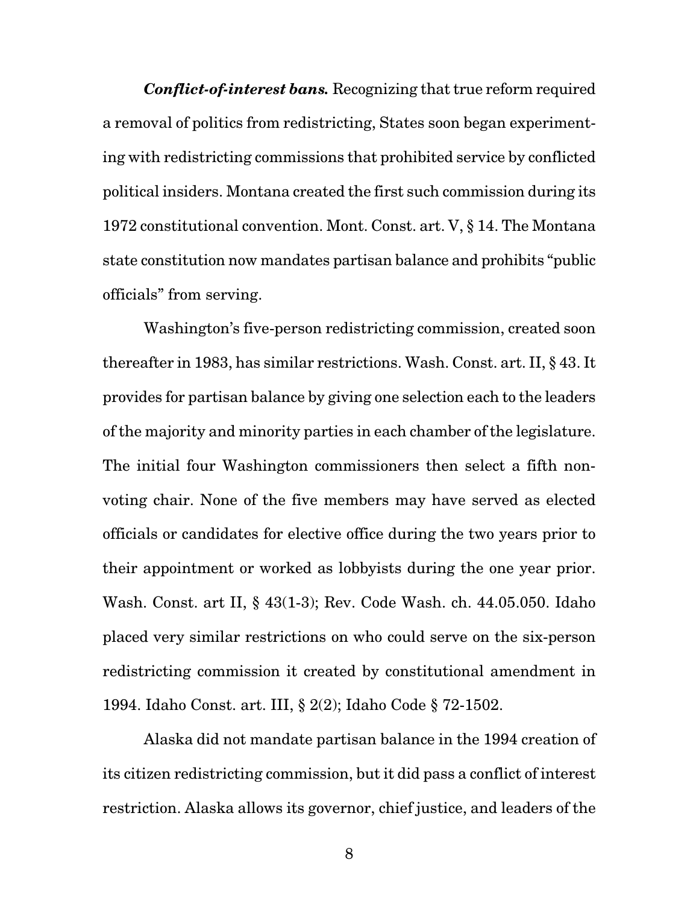***Conflict-of-interest bans.*** Recognizing that true reform required a removal of politics from redistricting, States soon began experimenting with redistricting commissions that prohibited service by conflicted political insiders. Montana created the first such commission during its 1972 constitutional convention. Mont. Const. art. V, § 14. The Montana state constitution now mandates partisan balance and prohibits "public officials" from serving.

Washington's five-person redistricting commission, created soon thereafter in 1983, has similar restrictions. Wash. Const. art. II, § 43. It provides for partisan balance by giving one selection each to the leaders of the majority and minority parties in each chamber of the legislature. The initial four Washington commissioners then select a fifth non-voting chair. None of the five members may have served as elected officials or candidates for elective office during the two years prior to their appointment or worked as lobbyists during the one year prior. Wash. Const. art II, § 43(1-3); Rev. Code Wash. ch. 44.05.050. Idaho placed very similar restrictions on who could serve on the six-person redistricting commission it created by constitutional amendment in 1994. Idaho Const. art. III, § 2(2); Idaho Code § 72-1502.

Alaska did not mandate partisan balance in the 1994 creation of its citizen redistricting commission, but it did pass a conflict of interest restriction. Alaska allows its governor, chief justice, and leaders of the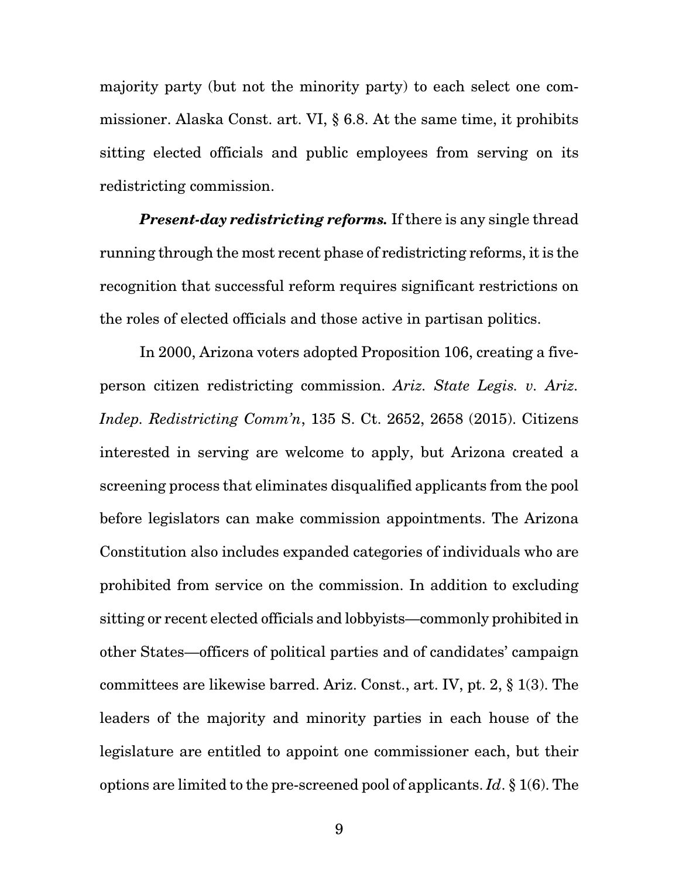majority party (but not the minority party) to each select one commissioner. Alaska Const. art. VI, § 6.8. At the same time, it prohibits sitting elected officials and public employees from serving on its redistricting commission.

***Present-day redistricting reforms.*** If there is any single thread running through the most recent phase of redistricting reforms, it is the recognition that successful reform requires significant restrictions on the roles of elected officials and those active in partisan politics.

In 2000, Arizona voters adopted Proposition 106, creating a five-person citizen redistricting commission. *Ariz. State Legis. v. Ariz. Indep. Redistricting Comm'n*, 135 S. Ct. 2652, 2658 (2015). Citizens interested in serving are welcome to apply, but Arizona created a screening process that eliminates disqualified applicants from the pool before legislators can make commission appointments. The Arizona Constitution also includes expanded categories of individuals who are prohibited from service on the commission. In addition to excluding sitting or recent elected officials and lobbyists—commonly prohibited in other States—officers of political parties and of candidates' campaign committees are likewise barred. Ariz. Const., art. IV, pt. 2, § 1(3). The leaders of the majority and minority parties in each house of the legislature are entitled to appoint one commissioner each, but their options are limited to the pre-screened pool of applicants. *Id*. § 1(6). The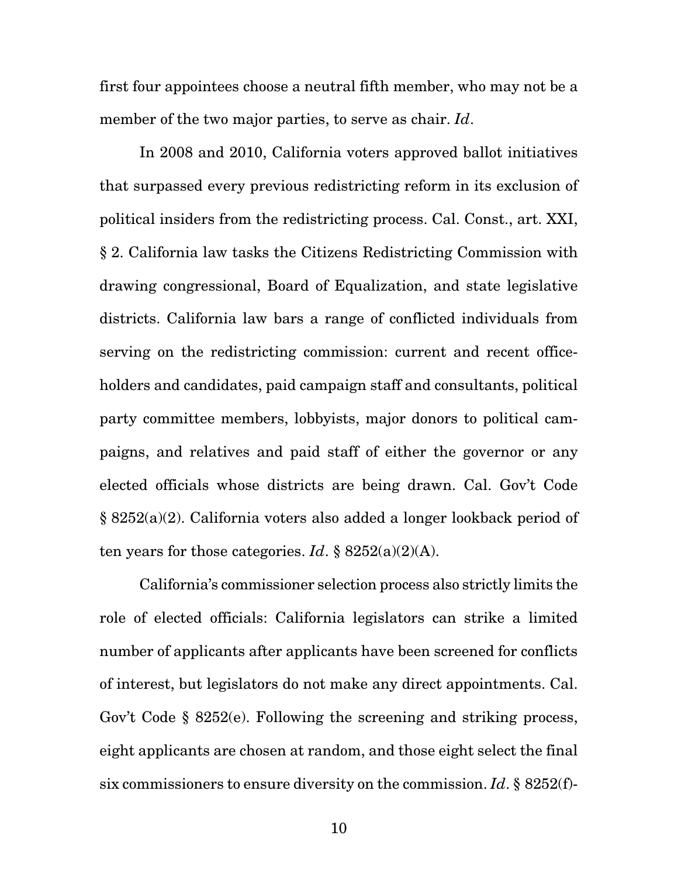first four appointees choose a neutral fifth member, who may not be a member of the two major parties, to serve as chair. *Id*.

In 2008 and 2010, California voters approved ballot initiatives that surpassed every previous redistricting reform in its exclusion of political insiders from the redistricting process. Cal. Const., art. XXI, § 2. California law tasks the Citizens Redistricting Commission with drawing congressional, Board of Equalization, and state legislative districts. California law bars a range of conflicted individuals from serving on the redistricting commission: current and recent office-holders and candidates, paid campaign staff and consultants, political party committee members, lobbyists, major donors to political campaigns, and relatives and paid staff of either the governor or any elected officials whose districts are being drawn. Cal. Gov't Code § 8252(a)(2). California voters also added a longer lookback period of ten years for those categories. *Id*. § 8252(a)(2)(A).

California's commissioner selection process also strictly limits the role of elected officials: California legislators can strike a limited number of applicants after applicants have been screened for conflicts of interest, but legislators do not make any direct appointments. Cal. Gov't Code § 8252(e). Following the screening and striking process, eight applicants are chosen at random, and those eight select the final six commissioners to ensure diversity on the commission. *Id*. § 8252(f)-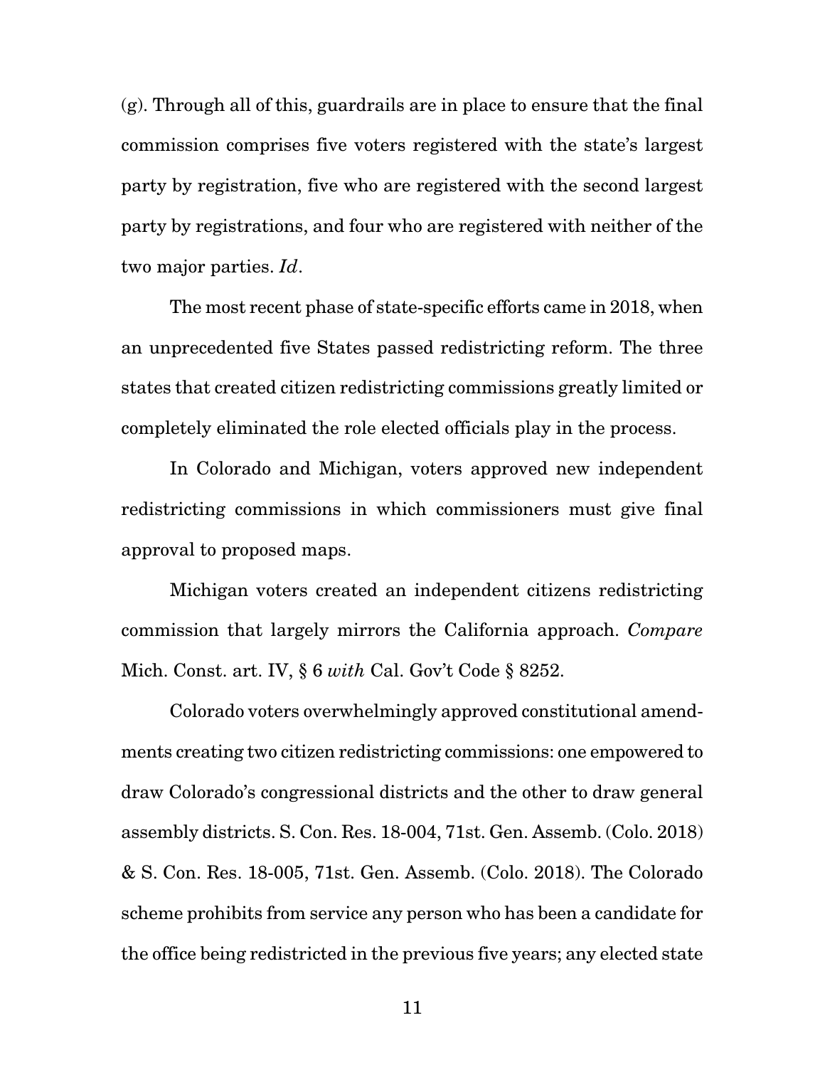(g). Through all of this, guardrails are in place to ensure that the final commission comprises five voters registered with the state's largest party by registration, five who are registered with the second largest party by registrations, and four who are registered with neither of the two major parties. *Id*.

The most recent phase of state-specific efforts came in 2018, when an unprecedented five States passed redistricting reform. The three states that created citizen redistricting commissions greatly limited or completely eliminated the role elected officials play in the process.

In Colorado and Michigan, voters approved new independent redistricting commissions in which commissioners must give final approval to proposed maps.

Michigan voters created an independent citizens redistricting commission that largely mirrors the California approach. *Compare* Mich. Const. art. IV, § 6 *with* Cal. Gov't Code § 8252.

Colorado voters overwhelmingly approved constitutional amendments creating two citizen redistricting commissions: one empowered to draw Colorado's congressional districts and the other to draw general assembly districts. S. Con. Res. 18-004, 71st. Gen. Assemb. (Colo. 2018) & S. Con. Res. 18-005, 71st. Gen. Assemb. (Colo. 2018). The Colorado scheme prohibits from service any person who has been a candidate for the office being redistricted in the previous five years; any elected state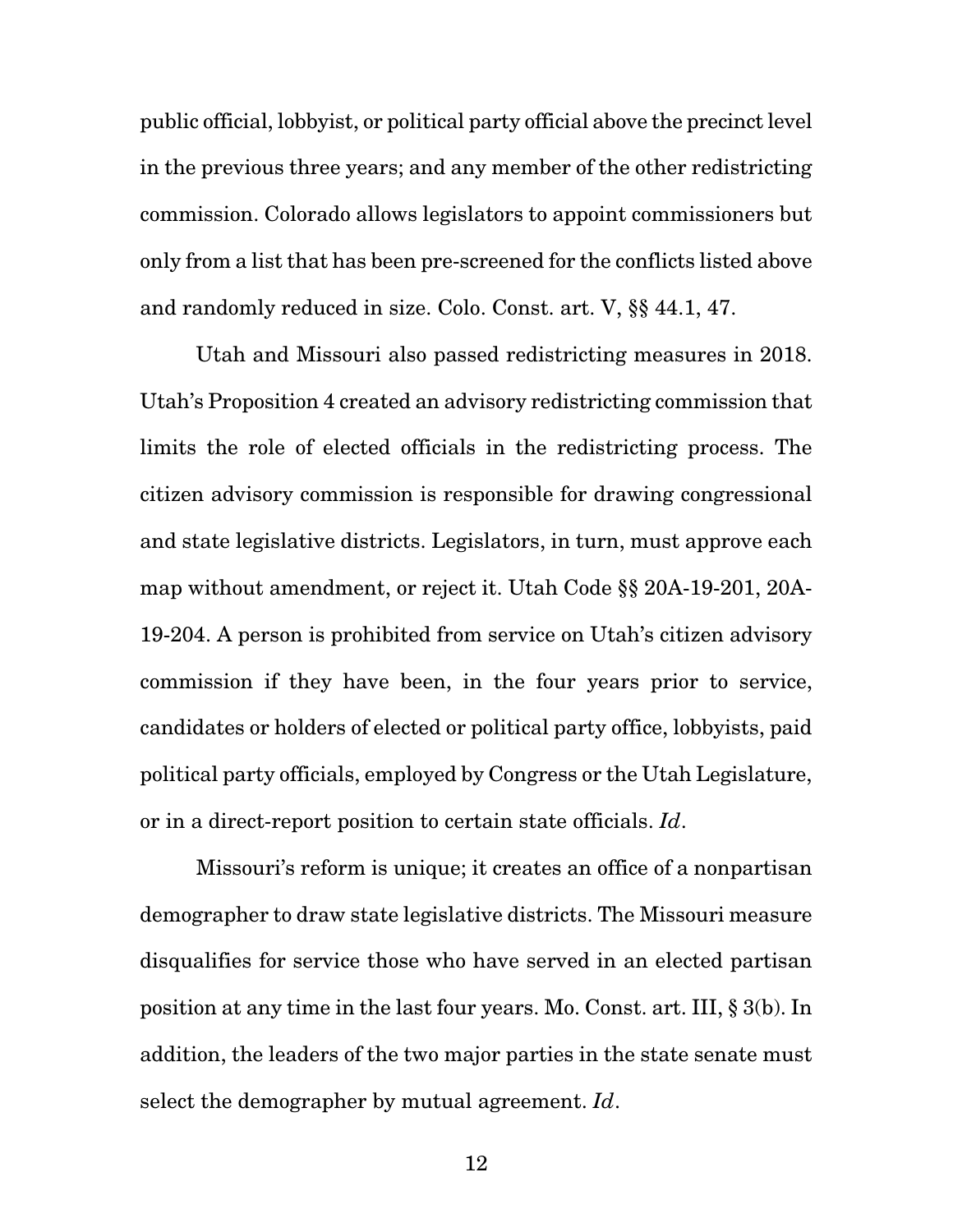public official, lobbyist, or political party official above the precinct level in the previous three years; and any member of the other redistricting commission. Colorado allows legislators to appoint commissioners but only from a list that has been pre-screened for the conflicts listed above and randomly reduced in size. Colo. Const. art. V, §§ 44.1, 47.

Utah and Missouri also passed redistricting measures in 2018. Utah's Proposition 4 created an advisory redistricting commission that limits the role of elected officials in the redistricting process. The citizen advisory commission is responsible for drawing congressional and state legislative districts. Legislators, in turn, must approve each map without amendment, or reject it. Utah Code §§ 20A-19-201, 20A-19-204. A person is prohibited from service on Utah's citizen advisory commission if they have been, in the four years prior to service, candidates or holders of elected or political party office, lobbyists, paid political party officials, employed by Congress or the Utah Legislature, or in a direct-report position to certain state officials. *Id*.

Missouri's reform is unique; it creates an office of a nonpartisan demographer to draw state legislative districts. The Missouri measure disqualifies for service those who have served in an elected partisan position at any time in the last four years. Mo. Const. art. III, § 3(b). In addition, the leaders of the two major parties in the state senate must select the demographer by mutual agreement. *Id*.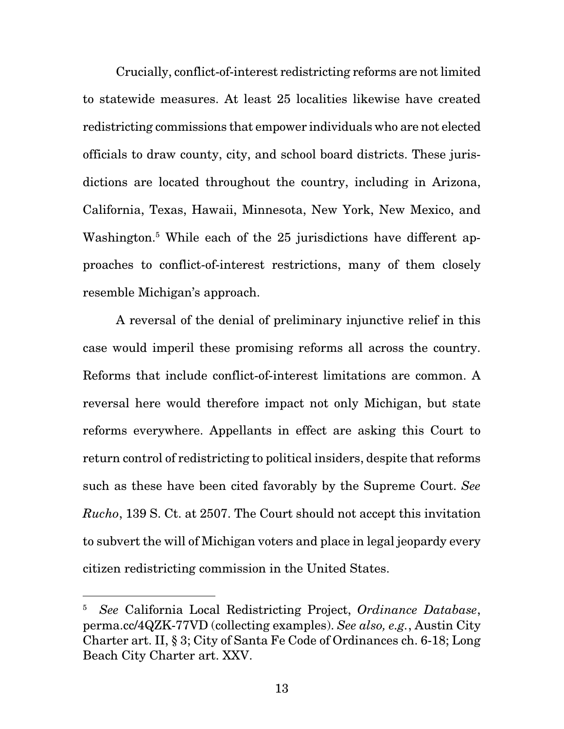Crucially, conflict-of-interest redistricting reforms are not limited to statewide measures. At least 25 localities likewise have created redistricting commissions that empower individuals who are not elected officials to draw county, city, and school board districts. These jurisdictions are located throughout the country, including in Arizona, California, Texas, Hawaii, Minnesota, New York, New Mexico, and Washington.[5] While each of the 25 jurisdictions have different approaches to conflict-of-interest restrictions, many of them closely resemble Michigan's approach.

A reversal of the denial of preliminary injunctive relief in this case would imperil these promising reforms all across the country. Reforms that include conflict-of-interest limitations are common. A reversal here would therefore impact not only Michigan, but state reforms everywhere. Appellants in effect are asking this Court to return control of redistricting to political insiders, despite that reforms such as these have been cited favorably by the Supreme Court. *See Rucho*, 139 S. Ct. at 2507. The Court should not accept this invitation to subvert the will of Michigan voters and place in legal jeopardy every citizen redistricting commission in the United States.

---

[5] *See* California Local Redistricting Project, *Ordinance Database*, perma.cc/4QZK-77VD (collecting examples). *See also, e.g.*, Austin City Charter art. II, § 3; City of Santa Fe Code of Ordinances ch. 6-18; Long Beach City Charter art. XXV.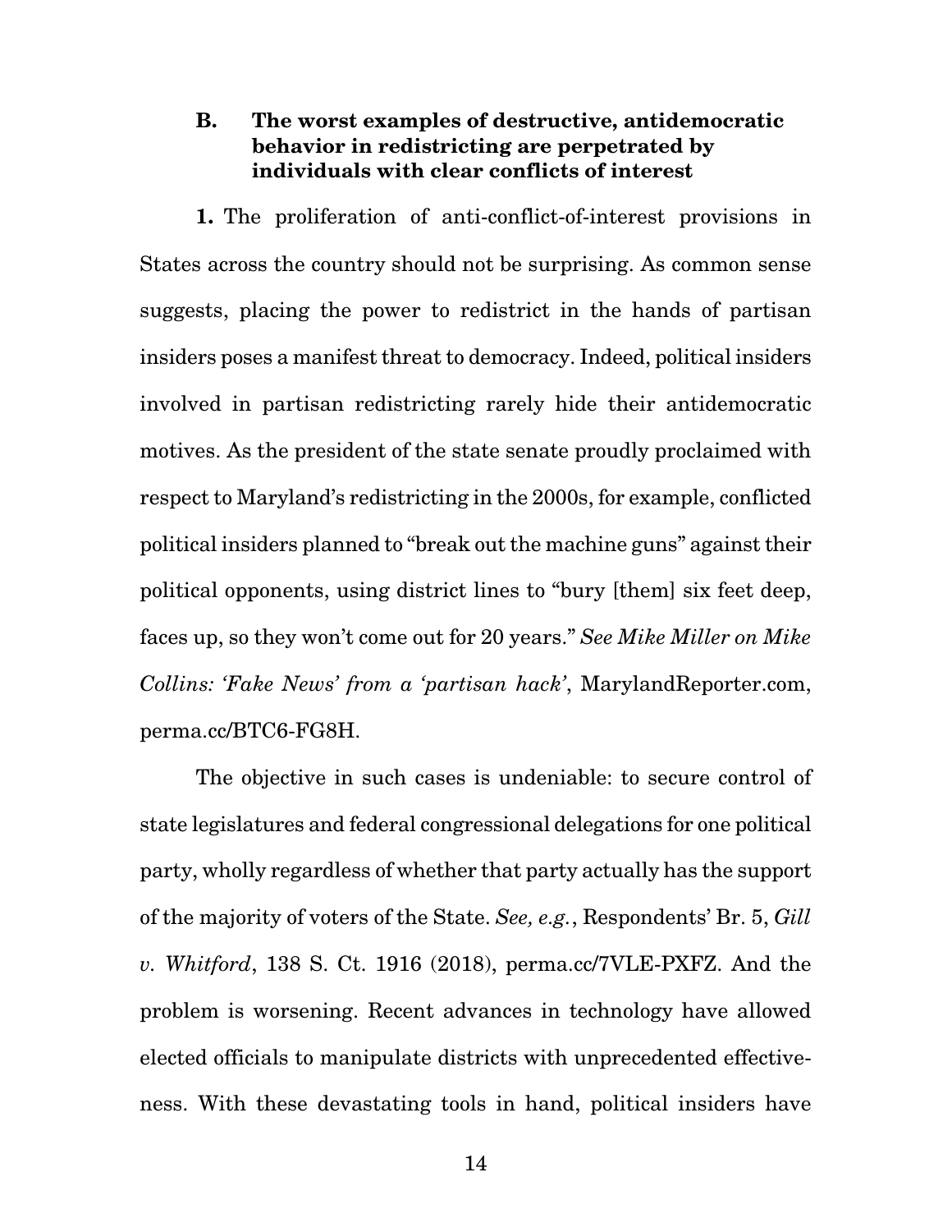### B. The worst examples of destructive, antidemocratic behavior in redistricting are perpetrated by individuals with clear conflicts of interest

**1.** The proliferation of anti-conflict-of-interest provisions in States across the country should not be surprising. As common sense suggests, placing the power to redistrict in the hands of partisan insiders poses a manifest threat to democracy. Indeed, political insiders involved in partisan redistricting rarely hide their antidemocratic motives. As the president of the state senate proudly proclaimed with respect to Maryland's redistricting in the 2000s, for example, conflicted political insiders planned to "break out the machine guns" against their political opponents, using district lines to "bury [them] six feet deep, faces up, so they won't come out for 20 years." *See Mike Miller on Mike Collins: 'Fake News' from a 'partisan hack'*, MarylandReporter.com, perma.cc/BTC6-FG8H.

The objective in such cases is undeniable: to secure control of state legislatures and federal congressional delegations for one political party, wholly regardless of whether that party actually has the support of the majority of voters of the State. *See, e.g.*, Respondents' Br. 5, *Gill v. Whitford*, 138 S. Ct. 1916 (2018), perma.cc/7VLE-PXFZ. And the problem is worsening. Recent advances in technology have allowed elected officials to manipulate districts with unprecedented effectiveness. With these devastating tools in hand, political insiders have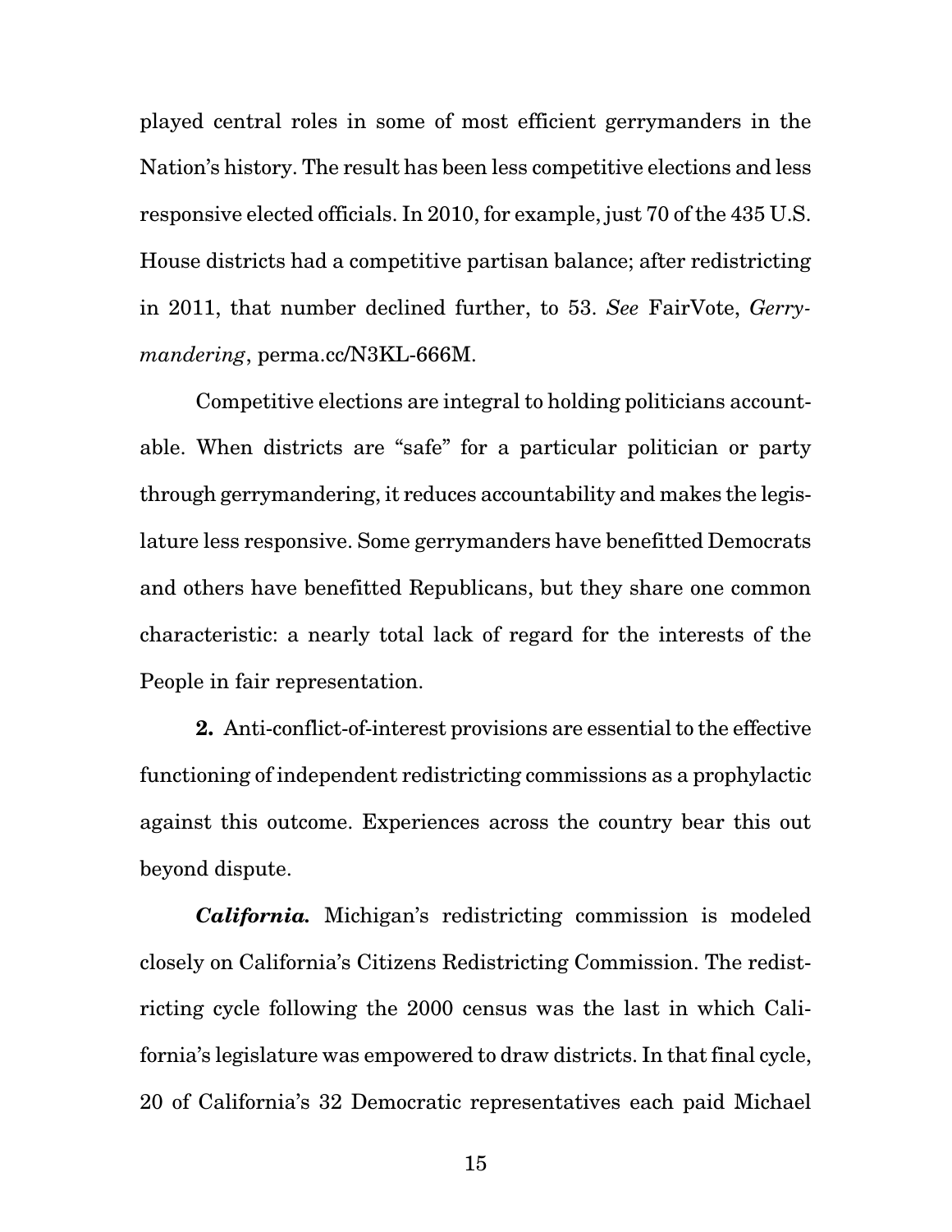played central roles in some of most efficient gerrymanders in the Nation's history. The result has been less competitive elections and less responsive elected officials. In 2010, for example, just 70 of the 435 U.S. House districts had a competitive partisan balance; after redistricting in 2011, that number declined further, to 53. *See* FairVote, *Gerrymandering*, perma.cc/N3KL-666M.

Competitive elections are integral to holding politicians accountable. When districts are "safe" for a particular politician or party through gerrymandering, it reduces accountability and makes the legislature less responsive. Some gerrymanders have benefitted Democrats and others have benefitted Republicans, but they share one common characteristic: a nearly total lack of regard for the interests of the People in fair representation.

**2.** Anti-conflict-of-interest provisions are essential to the effective functioning of independent redistricting commissions as a prophylactic against this outcome. Experiences across the country bear this out beyond dispute.

***California.*** Michigan's redistricting commission is modeled closely on California's Citizens Redistricting Commission. The redistricting cycle following the 2000 census was the last in which California's legislature was empowered to draw districts. In that final cycle, 20 of California's 32 Democratic representatives each paid Michael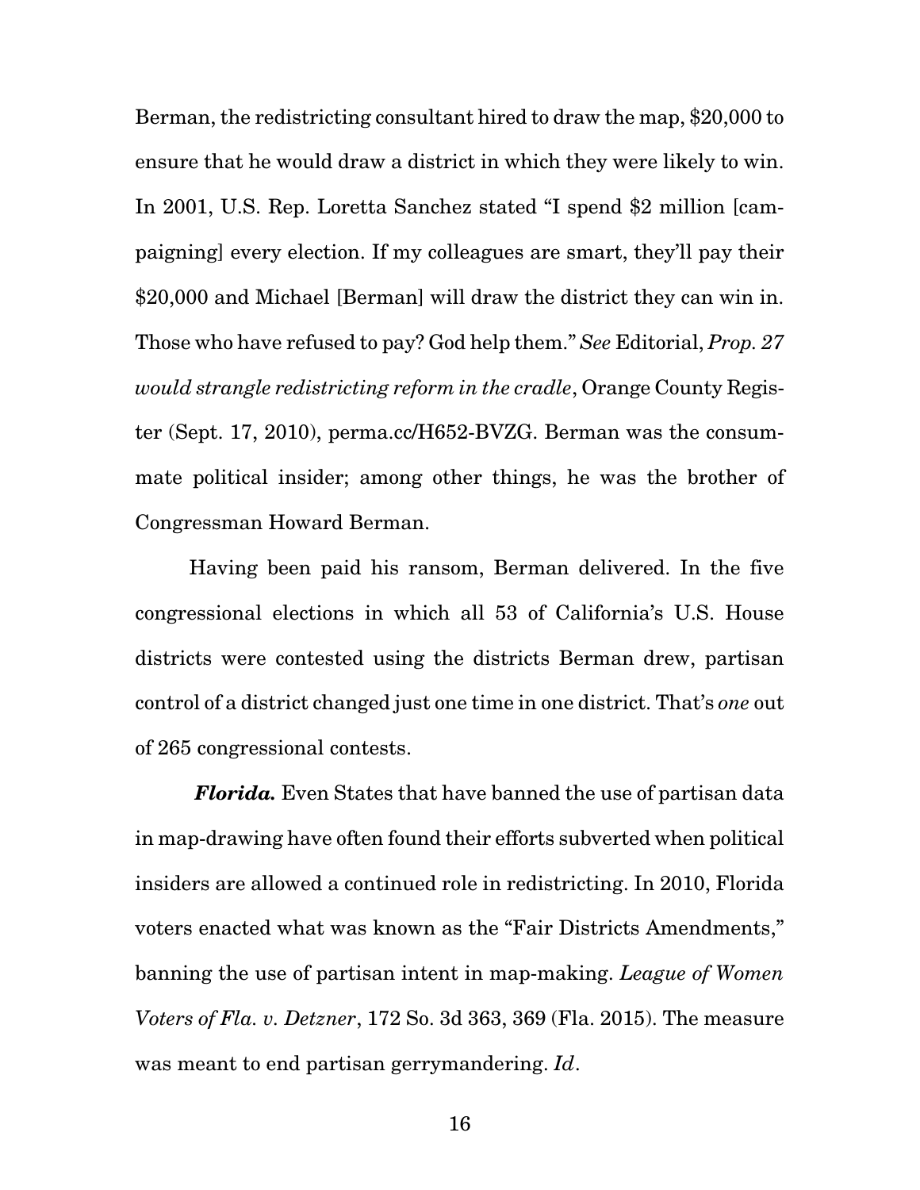Berman, the redistricting consultant hired to draw the map, $20,000 to ensure that he would draw a district in which they were likely to win. In 2001, U.S. Rep. Loretta Sanchez stated "I spend $2 million [campaigning] every election. If my colleagues are smart, they'll pay their $20,000 and Michael [Berman] will draw the district they can win in. Those who have refused to pay? God help them." *See* Editorial, *Prop. 27 would strangle redistricting reform in the cradle*, Orange County Register (Sept. 17, 2010), perma.cc/H652-BVZG. Berman was the consummate political insider; among other things, he was the brother of Congressman Howard Berman.

Having been paid his ransom, Berman delivered. In the five congressional elections in which all 53 of California's U.S. House districts were contested using the districts Berman drew, partisan control of a district changed just one time in one district. That's *one* out of 265 congressional contests.

***Florida.*** Even States that have banned the use of partisan data in map-drawing have often found their efforts subverted when political insiders are allowed a continued role in redistricting. In 2010, Florida voters enacted what was known as the "Fair Districts Amendments," banning the use of partisan intent in map-making. *League of Women Voters of Fla. v. Detzner*, 172 So. 3d 363, 369 (Fla. 2015). The measure was meant to end partisan gerrymandering. *Id*.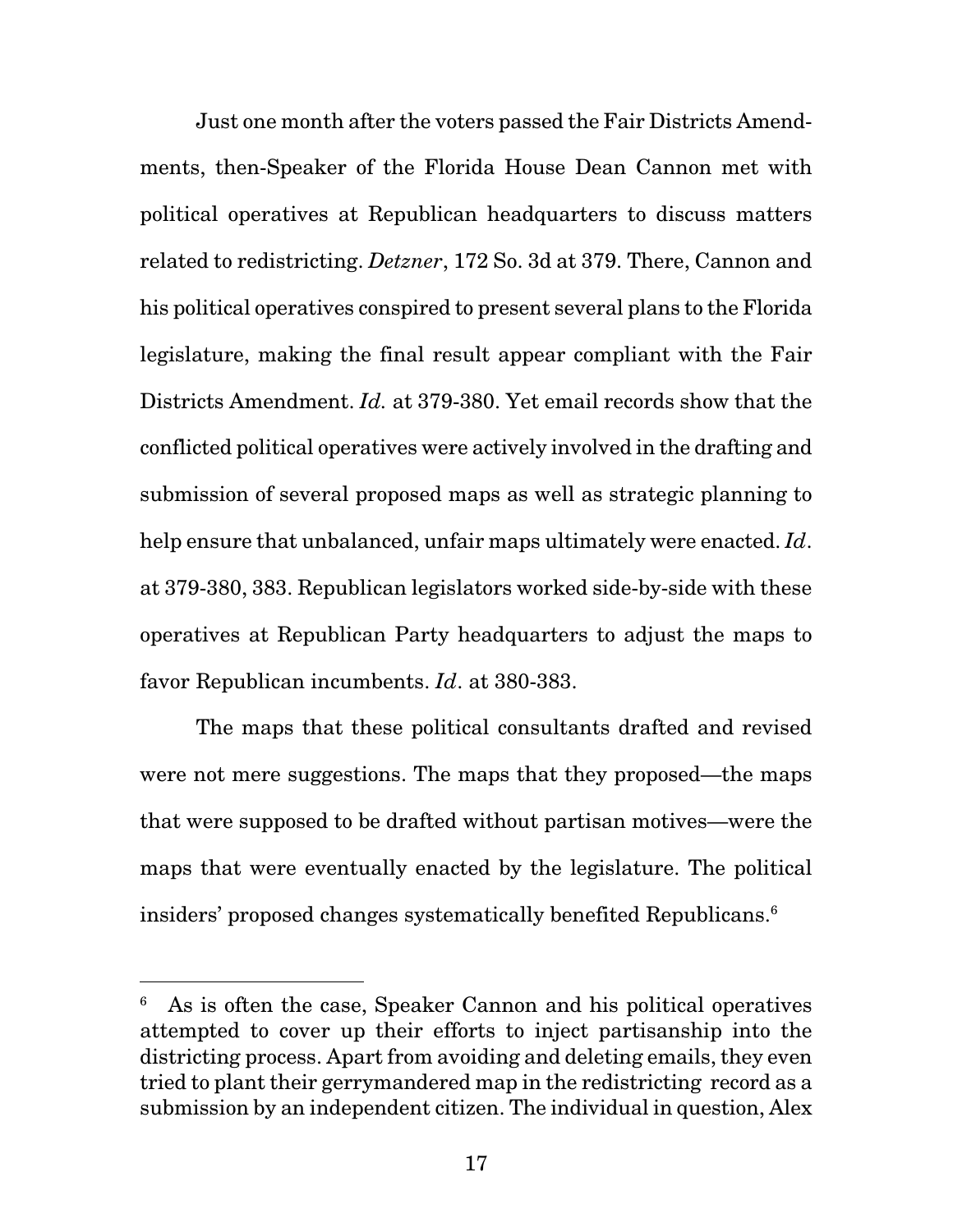Just one month after the voters passed the Fair Districts Amendments, then-Speaker of the Florida House Dean Cannon met with political operatives at Republican headquarters to discuss matters related to redistricting. *Detzner*, 172 So. 3d at 379. There, Cannon and his political operatives conspired to present several plans to the Florida legislature, making the final result appear compliant with the Fair Districts Amendment. *Id.* at 379-380. Yet email records show that the conflicted political operatives were actively involved in the drafting and submission of several proposed maps as well as strategic planning to help ensure that unbalanced, unfair maps ultimately were enacted. *Id*. at 379-380, 383. Republican legislators worked side-by-side with these operatives at Republican Party headquarters to adjust the maps to favor Republican incumbents. *Id*. at 380-383.

The maps that these political consultants drafted and revised were not mere suggestions. The maps that they proposed—the maps that were supposed to be drafted without partisan motives—were the maps that were eventually enacted by the legislature. The political insiders' proposed changes systematically benefited Republicans.[6]

---

[6] As is often the case, Speaker Cannon and his political operatives attempted to cover up their efforts to inject partisanship into the districting process. Apart from avoiding and deleting emails, they even tried to plant their gerrymandered map in the redistricting record as a submission by an independent citizen. The individual in question, Alex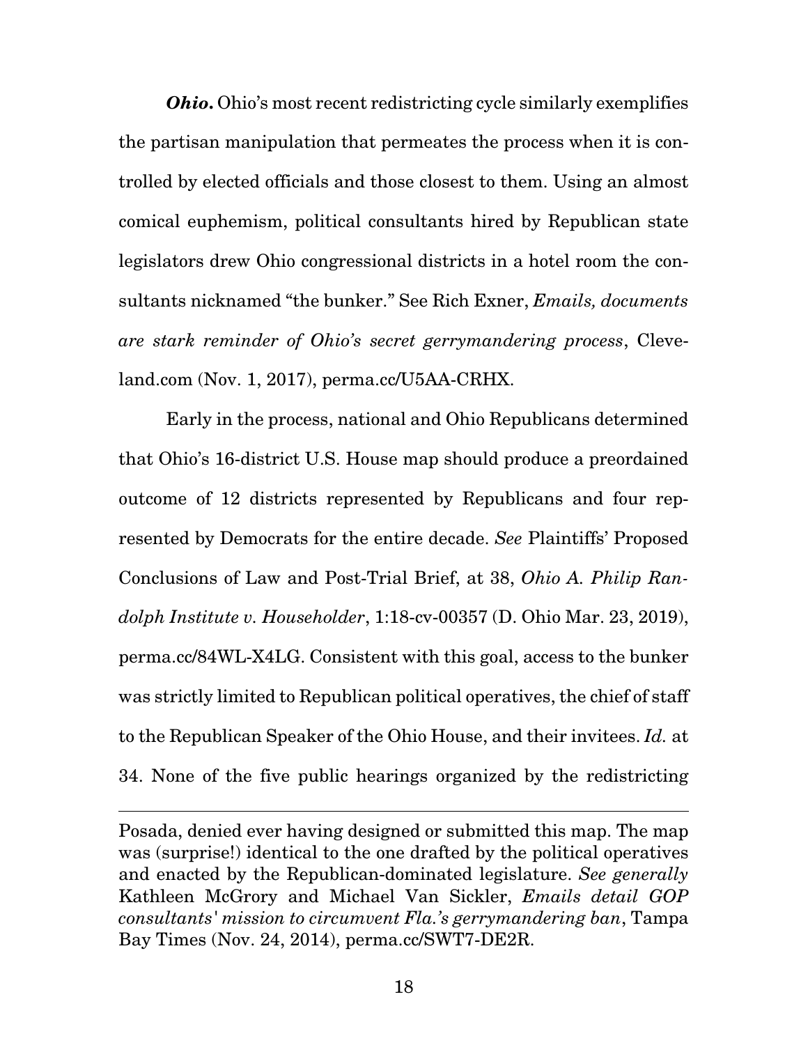***Ohio.*** Ohio's most recent redistricting cycle similarly exemplifies the partisan manipulation that permeates the process when it is controlled by elected officials and those closest to them. Using an almost comical euphemism, political consultants hired by Republican state legislators drew Ohio congressional districts in a hotel room the consultants nicknamed "the bunker." See Rich Exner, *Emails, documents are stark reminder of Ohio's secret gerrymandering process*, Cleveland.com (Nov. 1, 2017), perma.cc/U5AA-CRHX.

Early in the process, national and Ohio Republicans determined that Ohio's 16-district U.S. House map should produce a preordained outcome of 12 districts represented by Republicans and four represented by Democrats for the entire decade. *See* Plaintiffs' Proposed Conclusions of Law and Post-Trial Brief, at 38, *Ohio A. Philip Randolph Institute v. Householder*, 1:18-cv-00357 (D. Ohio Mar. 23, 2019), perma.cc/84WL-X4LG. Consistent with this goal, access to the bunker was strictly limited to Republican political operatives, the chief of staff to the Republican Speaker of the Ohio House, and their invitees. *Id.* at 34. None of the five public hearings organized by the redistricting

---

Posada, denied ever having designed or submitted this map. The map was (surprise!) identical to the one drafted by the political operatives and enacted by the Republican-dominated legislature. *See generally* Kathleen McGrory and Michael Van Sickler, *Emails detail GOP consultants' mission to circumvent Fla.'s gerrymandering ban*, Tampa Bay Times (Nov. 24, 2014), perma.cc/SWT7-DE2R.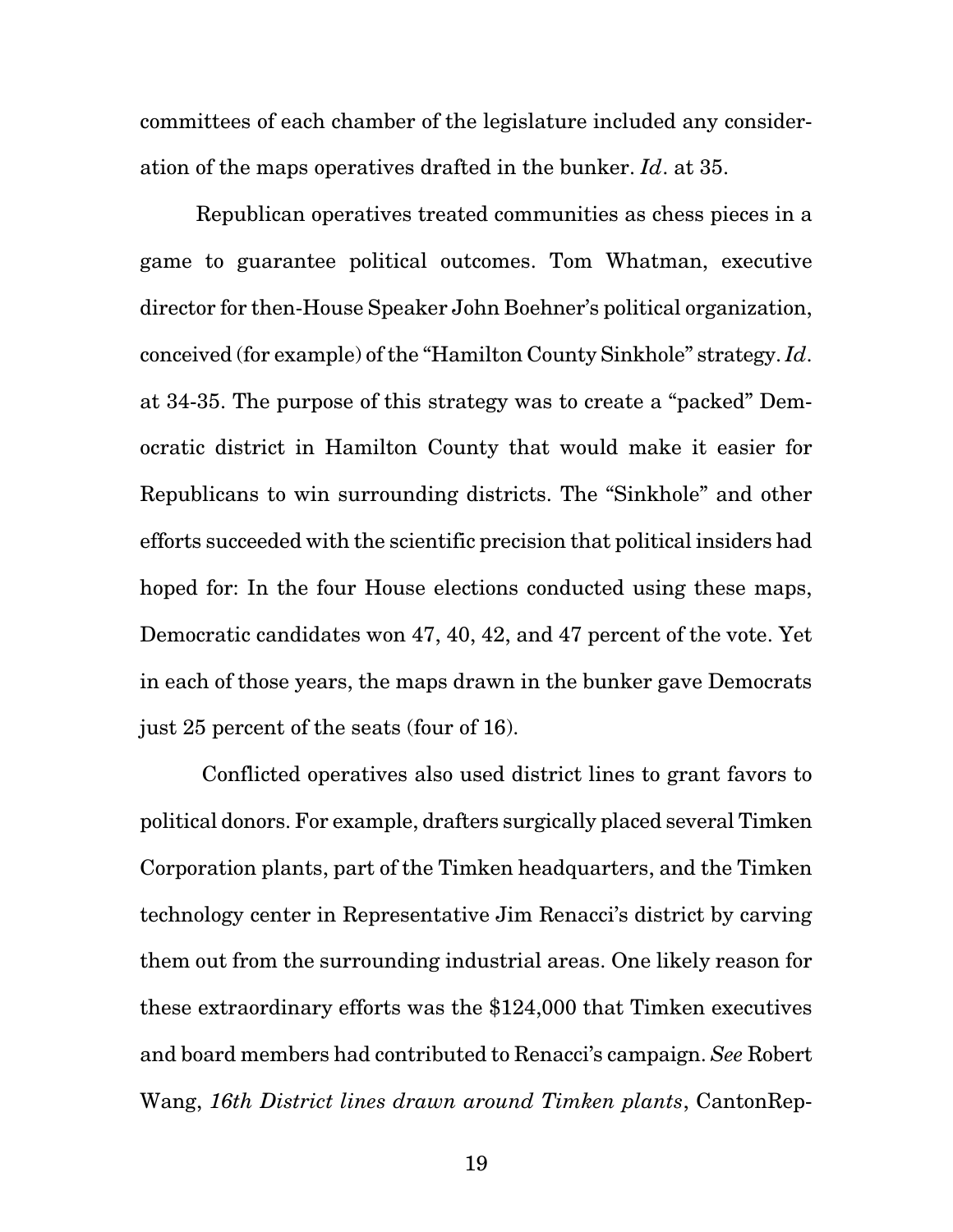committees of each chamber of the legislature included any consideration of the maps operatives drafted in the bunker. *Id*. at 35.

Republican operatives treated communities as chess pieces in a game to guarantee political outcomes. Tom Whatman, executive director for then-House Speaker John Boehner's political organization, conceived (for example) of the "Hamilton County Sinkhole" strategy. *Id*. at 34-35. The purpose of this strategy was to create a "packed" Democratic district in Hamilton County that would make it easier for Republicans to win surrounding districts. The "Sinkhole" and other efforts succeeded with the scientific precision that political insiders had hoped for: In the four House elections conducted using these maps, Democratic candidates won 47, 40, 42, and 47 percent of the vote. Yet in each of those years, the maps drawn in the bunker gave Democrats just 25 percent of the seats (four of 16).

Conflicted operatives also used district lines to grant favors to political donors. For example, drafters surgically placed several Timken Corporation plants, part of the Timken headquarters, and the Timken technology center in Representative Jim Renacci's district by carving them out from the surrounding industrial areas. One likely reason for these extraordinary efforts was the $124,000 that Timken executives and board members had contributed to Renacci's campaign. *See* Robert Wang, *16th District lines drawn around Timken plants*, CantonRep-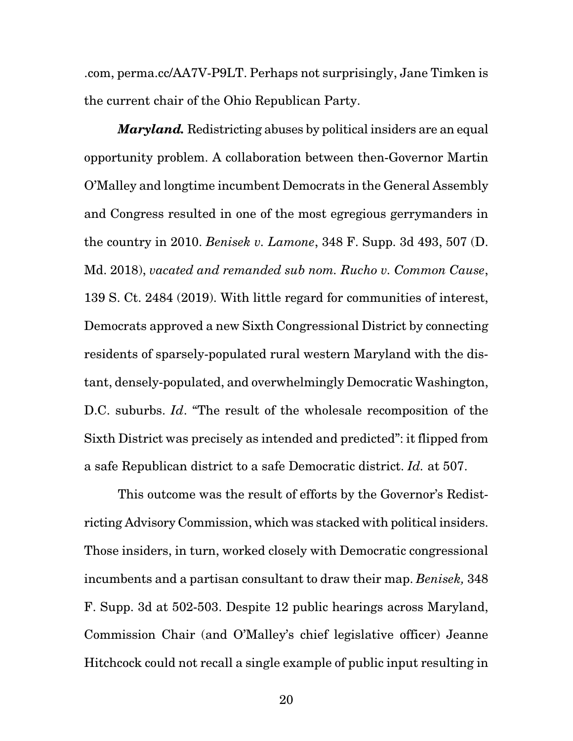.com, perma.cc/AA7V-P9LT. Perhaps not surprisingly, Jane Timken is the current chair of the Ohio Republican Party.

***Maryland.*** Redistricting abuses by political insiders are an equal opportunity problem. A collaboration between then-Governor Martin O'Malley and longtime incumbent Democrats in the General Assembly and Congress resulted in one of the most egregious gerrymanders in the country in 2010. *Benisek v. Lamone*, 348 F. Supp. 3d 493, 507 (D. Md. 2018), *vacated and remanded sub nom. Rucho v. Common Cause*, 139 S. Ct. 2484 (2019). With little regard for communities of interest, Democrats approved a new Sixth Congressional District by connecting residents of sparsely-populated rural western Maryland with the distant, densely-populated, and overwhelmingly Democratic Washington, D.C. suburbs. *Id*. "The result of the wholesale recomposition of the Sixth District was precisely as intended and predicted": it flipped from a safe Republican district to a safe Democratic district. *Id.* at 507.

This outcome was the result of efforts by the Governor's Redistricting Advisory Commission, which was stacked with political insiders. Those insiders, in turn, worked closely with Democratic congressional incumbents and a partisan consultant to draw their map. *Benisek,* 348 F. Supp. 3d at 502-503. Despite 12 public hearings across Maryland, Commission Chair (and O'Malley's chief legislative officer) Jeanne Hitchcock could not recall a single example of public input resulting in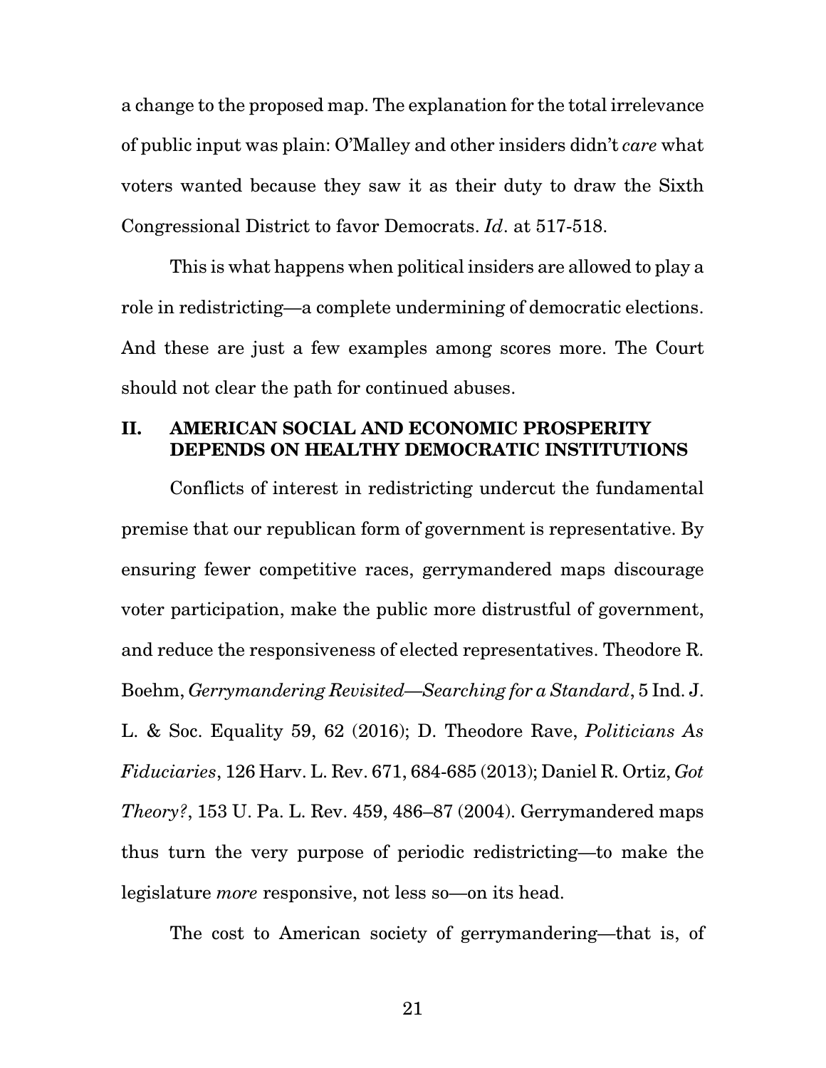a change to the proposed map. The explanation for the total irrelevance of public input was plain: O'Malley and other insiders didn't *care* what voters wanted because they saw it as their duty to draw the Sixth Congressional District to favor Democrats. *Id*. at 517-518.

This is what happens when political insiders are allowed to play a role in redistricting—a complete undermining of democratic elections. And these are just a few examples among scores more. The Court should not clear the path for continued abuses.

## II. AMERICAN SOCIAL AND ECONOMIC PROSPERITY DEPENDS ON HEALTHY DEMOCRATIC INSTITUTIONS

Conflicts of interest in redistricting undercut the fundamental premise that our republican form of government is representative. By ensuring fewer competitive races, gerrymandered maps discourage voter participation, make the public more distrustful of government, and reduce the responsiveness of elected representatives. Theodore R. Boehm, *Gerrymandering Revisited—Searching for a Standard*, 5 Ind. J. L. & Soc. Equality 59, 62 (2016); D. Theodore Rave, *Politicians As Fiduciaries*, 126 Harv. L. Rev. 671, 684-685 (2013); Daniel R. Ortiz, *Got Theory?*, 153 U. Pa. L. Rev. 459, 486–87 (2004). Gerrymandered maps thus turn the very purpose of periodic redistricting—to make the legislature *more* responsive, not less so—on its head.

The cost to American society of gerrymandering—that is, of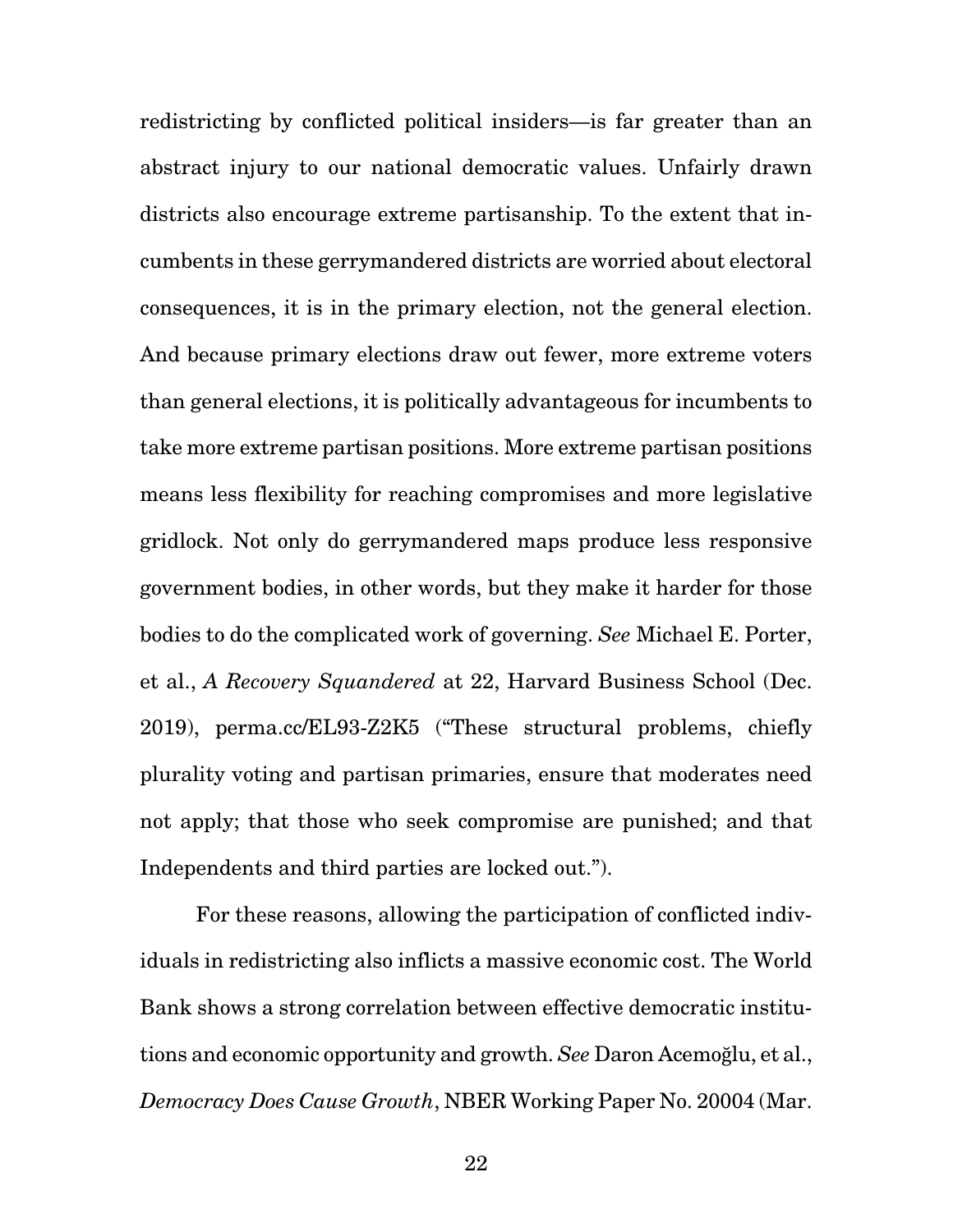redistricting by conflicted political insiders—is far greater than an abstract injury to our national democratic values. Unfairly drawn districts also encourage extreme partisanship. To the extent that incumbents in these gerrymandered districts are worried about electoral consequences, it is in the primary election, not the general election. And because primary elections draw out fewer, more extreme voters than general elections, it is politically advantageous for incumbents to take more extreme partisan positions. More extreme partisan positions means less flexibility for reaching compromises and more legislative gridlock. Not only do gerrymandered maps produce less responsive government bodies, in other words, but they make it harder for those bodies to do the complicated work of governing. *See* Michael E. Porter, et al., *A Recovery Squandered* at 22, Harvard Business School (Dec. 2019), perma.cc/EL93-Z2K5 ("These structural problems, chiefly plurality voting and partisan primaries, ensure that moderates need not apply; that those who seek compromise are punished; and that Independents and third parties are locked out.").

For these reasons, allowing the participation of conflicted individuals in redistricting also inflicts a massive economic cost. The World Bank shows a strong correlation between effective democratic institutions and economic opportunity and growth. *See* Daron Acemoğlu, et al., *Democracy Does Cause Growth*, NBER Working Paper No. 20004 (Mar.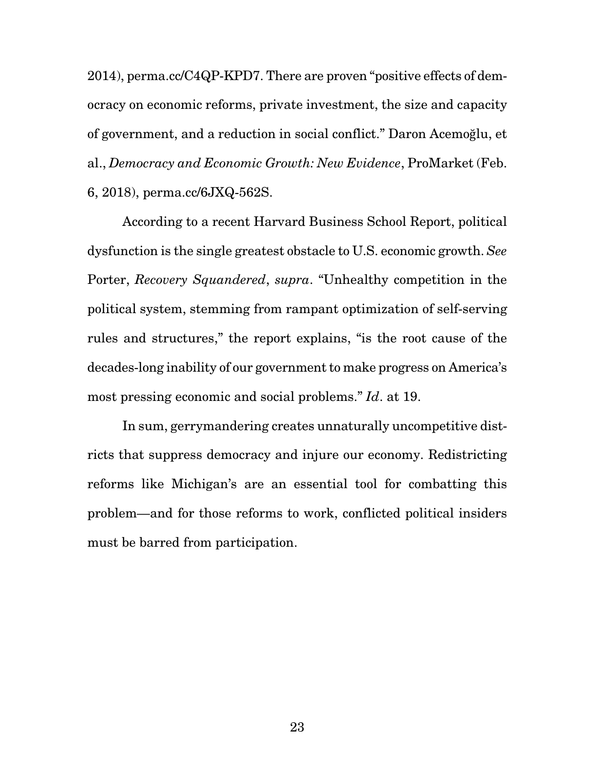2014), perma.cc/C4QP-KPD7. There are proven "positive effects of democracy on economic reforms, private investment, the size and capacity of government, and a reduction in social conflict." Daron Acemoğlu, et al., *Democracy and Economic Growth: New Evidence*, ProMarket (Feb. 6, 2018), perma.cc/6JXQ-562S.

According to a recent Harvard Business School Report, political dysfunction is the single greatest obstacle to U.S. economic growth. *See* Porter, *Recovery Squandered*, *supra*. "Unhealthy competition in the political system, stemming from rampant optimization of self-serving rules and structures," the report explains, "is the root cause of the decades-long inability of our government to make progress on America's most pressing economic and social problems." *Id*. at 19.

In sum, gerrymandering creates unnaturally uncompetitive districts that suppress democracy and injure our economy. Redistricting reforms like Michigan's are an essential tool for combatting this problem—and for those reforms to work, conflicted political insiders must be barred from participation.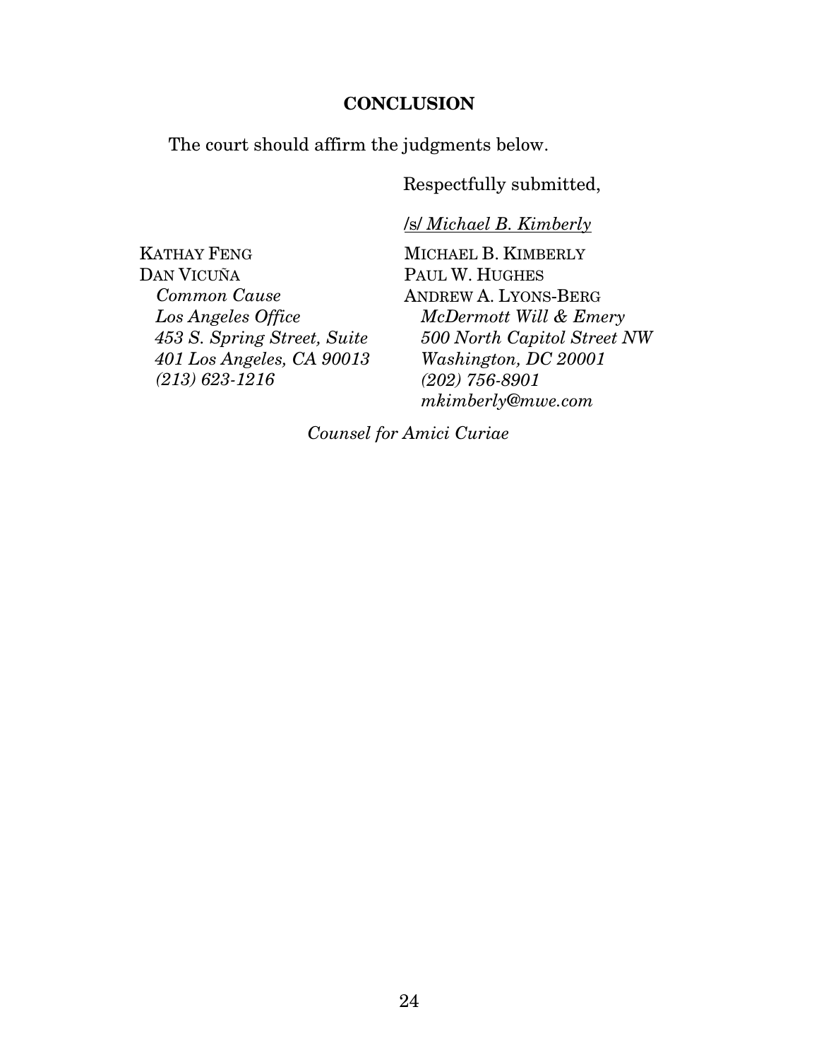## CONCLUSION

The court should affirm the judgments below.

Respectfully submitted,

/s/ *Michael B. Kimberly*

MICHAEL B. KIMBERLY
PAUL W. HUGHES
ANDREW A. LYONS-BERG
*McDermott Will & Emery*
*500 North Capitol Street NW*
*Washington, DC 20001*
*(202) 756-8901*
*mkimberly@mwe.com*

KATHAY FENG
DAN VICUÑA
*Common Cause*
*Los Angeles Office*
*453 S. Spring Street, Suite 401 Los Angeles, CA 90013*
*(213) 623-1216*

*Counsel for Amici Curiae*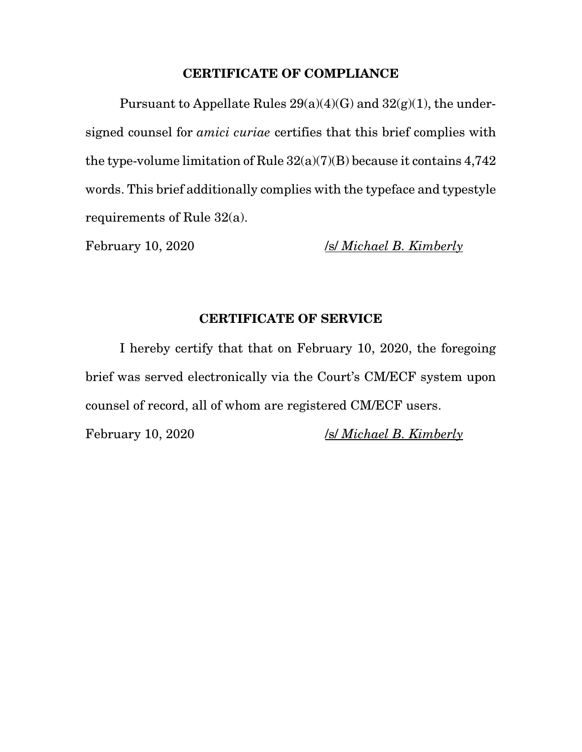## CERTIFICATE OF COMPLIANCE

Pursuant to Appellate Rules 29(a)(4)(G) and 32(g)(1), the undersigned counsel for *amici curiae* certifies that this brief complies with the type-volume limitation of Rule 32(a)(7)(B) because it contains 4,742 words. This brief additionally complies with the typeface and typestyle requirements of Rule 32(a).

February 10, 2020 /s/ *Michael B. Kimberly*

## CERTIFICATE OF SERVICE

I hereby certify that that on February 10, 2020, the foregoing brief was served electronically via the Court's CM/ECF system upon counsel of record, all of whom are registered CM/ECF users.

February 10, 2020 /s/ *Michael B. Kimberly*